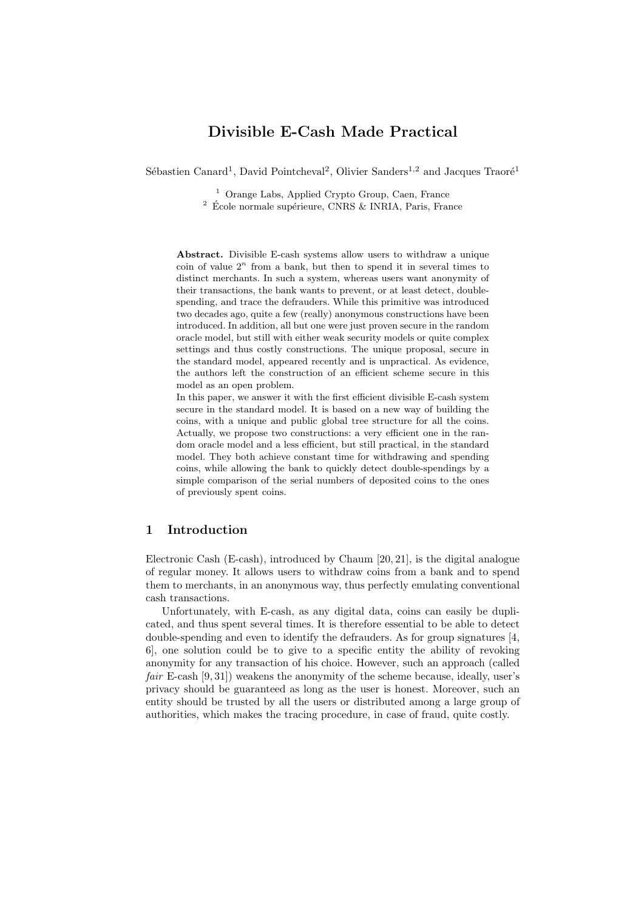# Divisible E-Cash Made Practical

Sébastien Canard[1], David Pointcheval[2], Olivier Sanders[1,2] and Jacques Traoré[1]

[1] Orange Labs, Applied Crypto Group, Caen, France
[2] École normale supérieure, CNRS & INRIA, Paris, France

**Abstract.** Divisible E-cash systems allow users to withdraw a unique coin of value $2^n$ from a bank, but then to spend it in several times to distinct merchants. In such a system, whereas users want anonymity of their transactions, the bank wants to prevent, or at least detect, double-spending, and trace the defrauders. While this primitive was introduced two decades ago, quite a few (really) anonymous constructions have been introduced. In addition, all but one were just proven secure in the random oracle model, but still with either weak security models or quite complex settings and thus costly constructions. The unique proposal, secure in the standard model, appeared recently and is unpractical. As evidence, the authors left the construction of an efficient scheme secure in this model as an open problem.

In this paper, we answer it with the first efficient divisible E-cash system secure in the standard model. It is based on a new way of building the coins, with a unique and public global tree structure for all the coins. Actually, we propose two constructions: a very efficient one in the random oracle model and a less efficient, but still practical, in the standard model. They both achieve constant time for withdrawing and spending coins, while allowing the bank to quickly detect double-spendings by a simple comparison of the serial numbers of deposited coins to the ones of previously spent coins.

## 1 Introduction

Electronic Cash (E-cash), introduced by Chaum [20, 21], is the digital analogue of regular money. It allows users to withdraw coins from a bank and to spend them to merchants, in an anonymous way, thus perfectly emulating conventional cash transactions.

Unfortunately, with E-cash, as any digital data, coins can easily be duplicated, and thus spent several times. It is therefore essential to be able to detect double-spending and even to identify the defrauders. As for group signatures [4, 6], one solution could be to give to a specific entity the ability of revoking anonymity for any transaction of his choice. However, such an approach (called *fair* E-cash [9, 31]) weakens the anonymity of the scheme because, ideally, user's privacy should be guaranteed as long as the user is honest. Moreover, such an entity should be trusted by all the users or distributed among a large group of authorities, which makes the tracing procedure, in case of fraud, quite costly.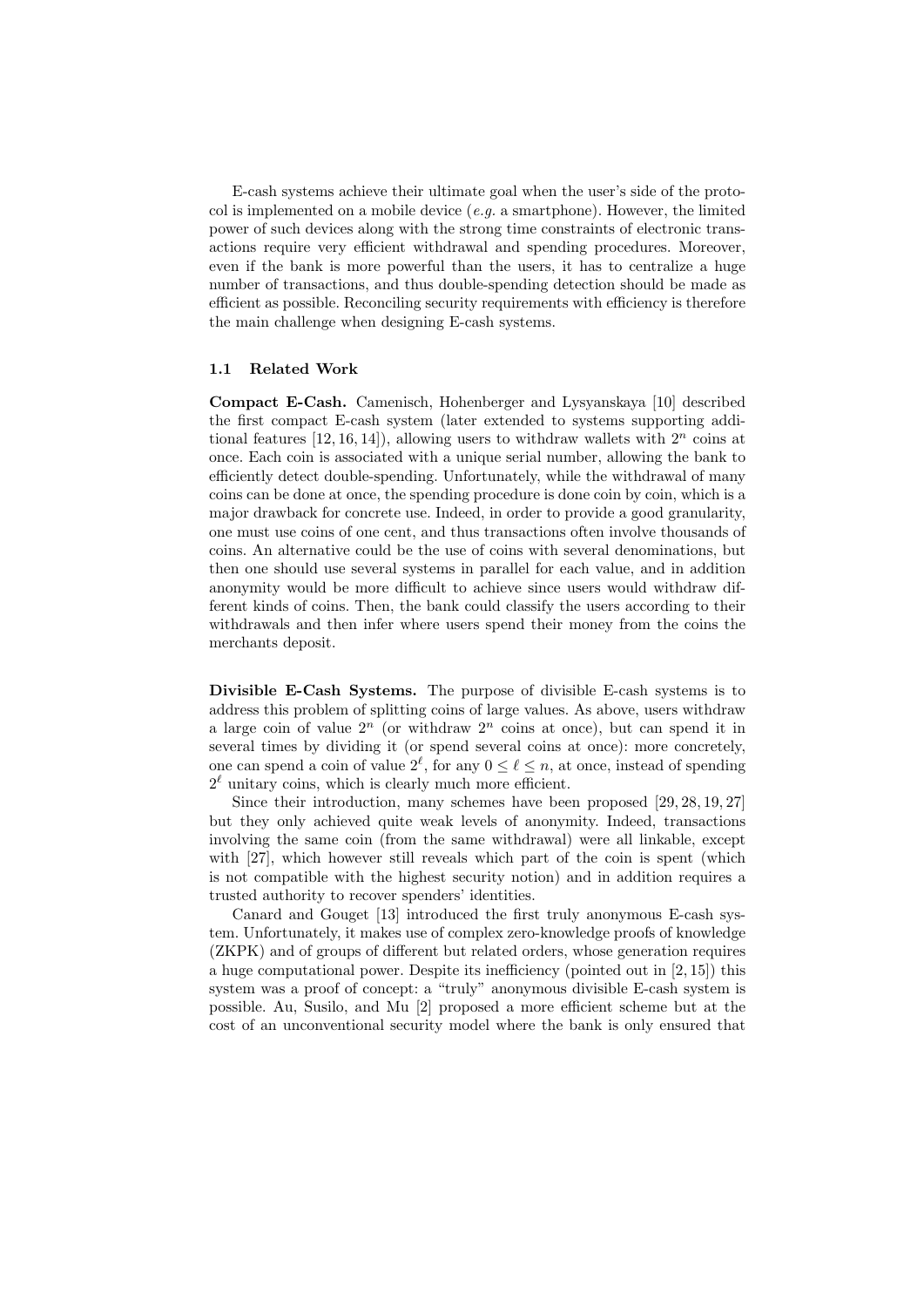E-cash systems achieve their ultimate goal when the user's side of the protocol is implemented on a mobile device (*e.g.* a smartphone). However, the limited power of such devices along with the strong time constraints of electronic transactions require very efficient withdrawal and spending procedures. Moreover, even if the bank is more powerful than the users, it has to centralize a huge number of transactions, and thus double-spending detection should be made as efficient as possible. Reconciling security requirements with efficiency is therefore the main challenge when designing E-cash systems.

### 1.1 Related Work

**Compact E-Cash.** Camenisch, Hohenberger and Lysyanskaya [10] described the first compact E-cash system (later extended to systems supporting additional features [12, 16, 14]), allowing users to withdraw wallets with $2^n$ coins at once. Each coin is associated with a unique serial number, allowing the bank to efficiently detect double-spending. Unfortunately, while the withdrawal of many coins can be done at once, the spending procedure is done coin by coin, which is a major drawback for concrete use. Indeed, in order to provide a good granularity, one must use coins of one cent, and thus transactions often involve thousands of coins. An alternative could be the use of coins with several denominations, but then one should use several systems in parallel for each value, and in addition anonymity would be more difficult to achieve since users would withdraw different kinds of coins. Then, the bank could classify the users according to their withdrawals and then infer where users spend their money from the coins the merchants deposit.

**Divisible E-Cash Systems.** The purpose of divisible E-cash systems is to address this problem of splitting coins of large values. As above, users withdraw a large coin of value $2^n$ (or withdraw $2^n$ coins at once), but can spend it in several times by dividing it (or spend several coins at once): more concretely, one can spend a coin of value $2^\ell$, for any $0 \leq \ell \leq n$, at once, instead of spending $2^\ell$ unitary coins, which is clearly much more efficient.

Since their introduction, many schemes have been proposed [29, 28, 19, 27] but they only achieved quite weak levels of anonymity. Indeed, transactions involving the same coin (from the same withdrawal) were all linkable, except with [27], which however still reveals which part of the coin is spent (which is not compatible with the highest security notion) and in addition requires a trusted authority to recover spenders' identities.

Canard and Gouget [13] introduced the first truly anonymous E-cash system. Unfortunately, it makes use of complex zero-knowledge proofs of knowledge (ZKPK) and of groups of different but related orders, whose generation requires a huge computational power. Despite its inefficiency (pointed out in [2, 15]) this system was a proof of concept: a "truly" anonymous divisible E-cash system is possible. Au, Susilo, and Mu [2] proposed a more efficient scheme but at the cost of an unconventional security model where the bank is only ensured that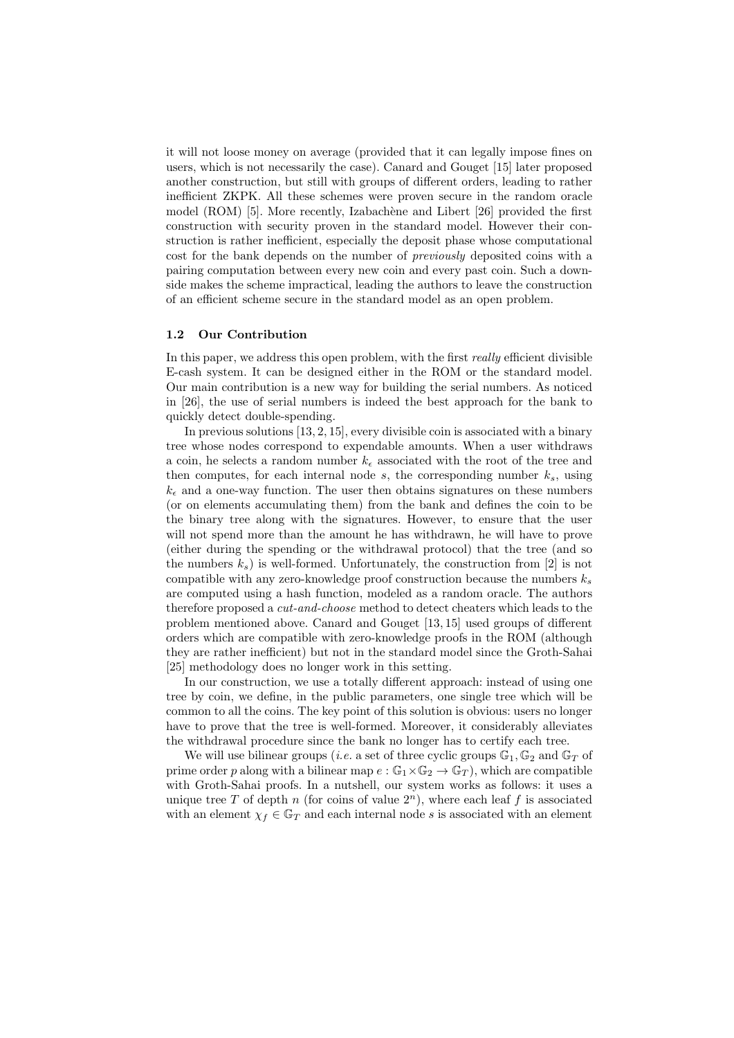it will not loose money on average (provided that it can legally impose fines on users, which is not necessarily the case). Canard and Gouget [15] later proposed another construction, but still with groups of different orders, leading to rather inefficient ZKPK. All these schemes were proven secure in the random oracle model (ROM) [5]. More recently, Izabachène and Libert [26] provided the first construction with security proven in the standard model. However their construction is rather inefficient, especially the deposit phase whose computational cost for the bank depends on the number of *previously* deposited coins with a pairing computation between every new coin and every past coin. Such a downside makes the scheme impractical, leading the authors to leave the construction of an efficient scheme secure in the standard model as an open problem.

### 1.2 Our Contribution

In this paper, we address this open problem, with the first *really* efficient divisible E-cash system. It can be designed either in the ROM or the standard model. Our main contribution is a new way for building the serial numbers. As noticed in [26], the use of serial numbers is indeed the best approach for the bank to quickly detect double-spending.

In previous solutions [13, 2, 15], every divisible coin is associated with a binary tree whose nodes correspond to expendable amounts. When a user withdraws a coin, he selects a random number $k_\epsilon$ associated with the root of the tree and then computes, for each internal node $s$, the corresponding number $k_s$, using $k_\epsilon$ and a one-way function. The user then obtains signatures on these numbers (or on elements accumulating them) from the bank and defines the coin to be the binary tree along with the signatures. However, to ensure that the user will not spend more than the amount he has withdrawn, he will have to prove (either during the spending or the withdrawal protocol) that the tree (and so the numbers $k_s$) is well-formed. Unfortunately, the construction from [2] is not compatible with any zero-knowledge proof construction because the numbers $k_s$ are computed using a hash function, modeled as a random oracle. The authors therefore proposed a *cut-and-choose* method to detect cheaters which leads to the problem mentioned above. Canard and Gouget [13, 15] used groups of different orders which are compatible with zero-knowledge proofs in the ROM (although they are rather inefficient) but not in the standard model since the Groth-Sahai [25] methodology does no longer work in this setting.

In our construction, we use a totally different approach: instead of using one tree by coin, we define, in the public parameters, one single tree which will be common to all the coins. The key point of this solution is obvious: users no longer have to prove that the tree is well-formed. Moreover, it considerably alleviates the withdrawal procedure since the bank no longer has to certify each tree.

We will use bilinear groups (*i.e.* a set of three cyclic groups $\mathbb{G}_1, \mathbb{G}_2$ and $\mathbb{G}_T$ of prime order $p$ along with a bilinear map $e : \mathbb{G}_1 \times \mathbb{G}_2 \to \mathbb{G}_T$), which are compatible with Groth-Sahai proofs. In a nutshell, our system works as follows: it uses a unique tree $T$ of depth $n$ (for coins of value $2^n$), where each leaf $f$ is associated with an element $\chi_f \in \mathbb{G}_T$ and each internal node $s$ is associated with an element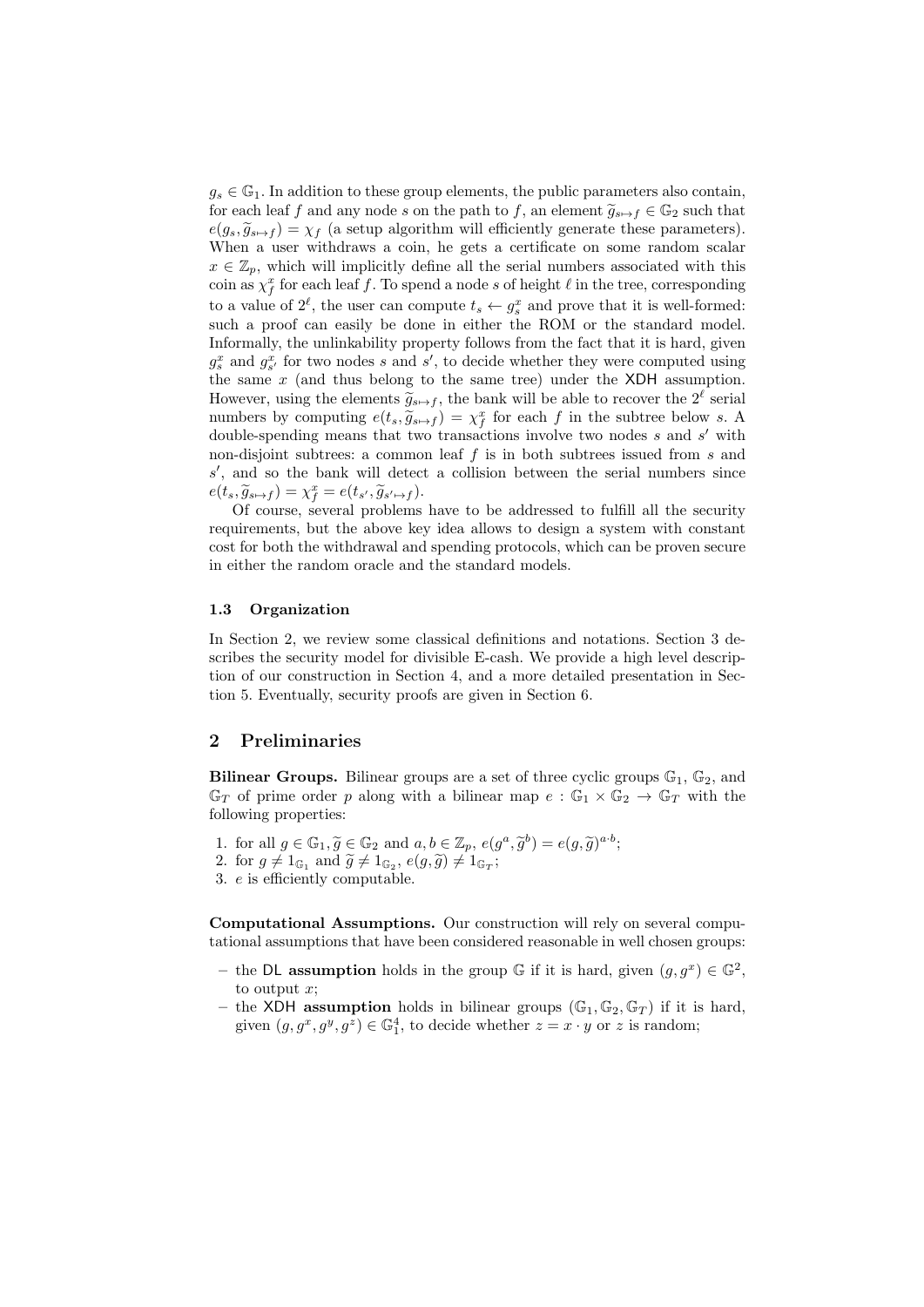$g_s \in \mathbb{G}_1$. In addition to these group elements, the public parameters also contain, for each leaf $f$ and any node $s$ on the path to $f$, an element $\widetilde{g}_{s \mapsto f} \in \mathbb{G}_2$ such that $e(g_s, \widetilde{g}_{s \mapsto f}) = \chi_f$ (a setup algorithm will efficiently generate these parameters). When a user withdraws a coin, he gets a certificate on some random scalar $x \in \mathbb{Z}_p$, which will implicitly define all the serial numbers associated with this coin as $\chi_f^x$ for each leaf $f$. To spend a node $s$ of height $\ell$ in the tree, corresponding to a value of $2^\ell$, the user can compute $t_s \leftarrow g_s^x$ and prove that it is well-formed: such a proof can easily be done in either the ROM or the standard model. Informally, the unlinkability property follows from the fact that it is hard, given $g_s^x$ and $g_{s'}^x$ for two nodes $s$ and $s'$, to decide whether they were computed using the same $x$ (and thus belong to the same tree) under the XDH assumption. However, using the elements $\widetilde{g}_{s \mapsto f}$, the bank will be able to recover the $2^\ell$ serial numbers by computing $e(t_s, \widetilde{g}_{s \mapsto f}) = \chi_f^x$ for each $f$ in the subtree below $s$. A double-spending means that two transactions involve two nodes $s$ and $s'$ with non-disjoint subtrees: a common leaf $f$ is in both subtrees issued from $s$ and $s'$, and so the bank will detect a collision between the serial numbers since $e(t_s, \widetilde{g}_{s \mapsto f}) = \chi_f^x = e(t_{s'}, \widetilde{g}_{s' \mapsto f})$.

Of course, several problems have to be addressed to fulfill all the security requirements, but the above key idea allows to design a system with constant cost for both the withdrawal and spending protocols, which can be proven secure in either the random oracle and the standard models.

### 1.3 Organization

In Section 2, we review some classical definitions and notations. Section 3 describes the security model for divisible E-cash. We provide a high level description of our construction in Section 4, and a more detailed presentation in Section 5. Eventually, security proofs are given in Section 6.

## 2 Preliminaries

**Bilinear Groups.** Bilinear groups are a set of three cyclic groups $\mathbb{G}_1$, $\mathbb{G}_2$, and $\mathbb{G}_T$ of prime order $p$ along with a bilinear map $e : \mathbb{G}_1 \times \mathbb{G}_2 \to \mathbb{G}_T$ with the following properties:

1. for all $g \in \mathbb{G}_1, \widetilde{g} \in \mathbb{G}_2$ and $a, b \in \mathbb{Z}_p$, $e(g^a, \widetilde{g}^b) = e(g, \widetilde{g})^{a \cdot b}$;
2. for $g \neq 1_{\mathbb{G}_1}$ and $\widetilde{g} \neq 1_{\mathbb{G}_2}$, $e(g, \widetilde{g}) \neq 1_{\mathbb{G}_T}$;
3. $e$ is efficiently computable.

**Computational Assumptions.** Our construction will rely on several computational assumptions that have been considered reasonable in well chosen groups:

- the DL **assumption** holds in the group $\mathbb{G}$ if it is hard, given $(g, g^x) \in \mathbb{G}^2$, to output $x$;
- the XDH **assumption** holds in bilinear groups $(\mathbb{G}_1, \mathbb{G}_2, \mathbb{G}_T)$ if it is hard, given $(g, g^x, g^y, g^z) \in \mathbb{G}_1^4$, to decide whether $z = x \cdot y$ or $z$ is random;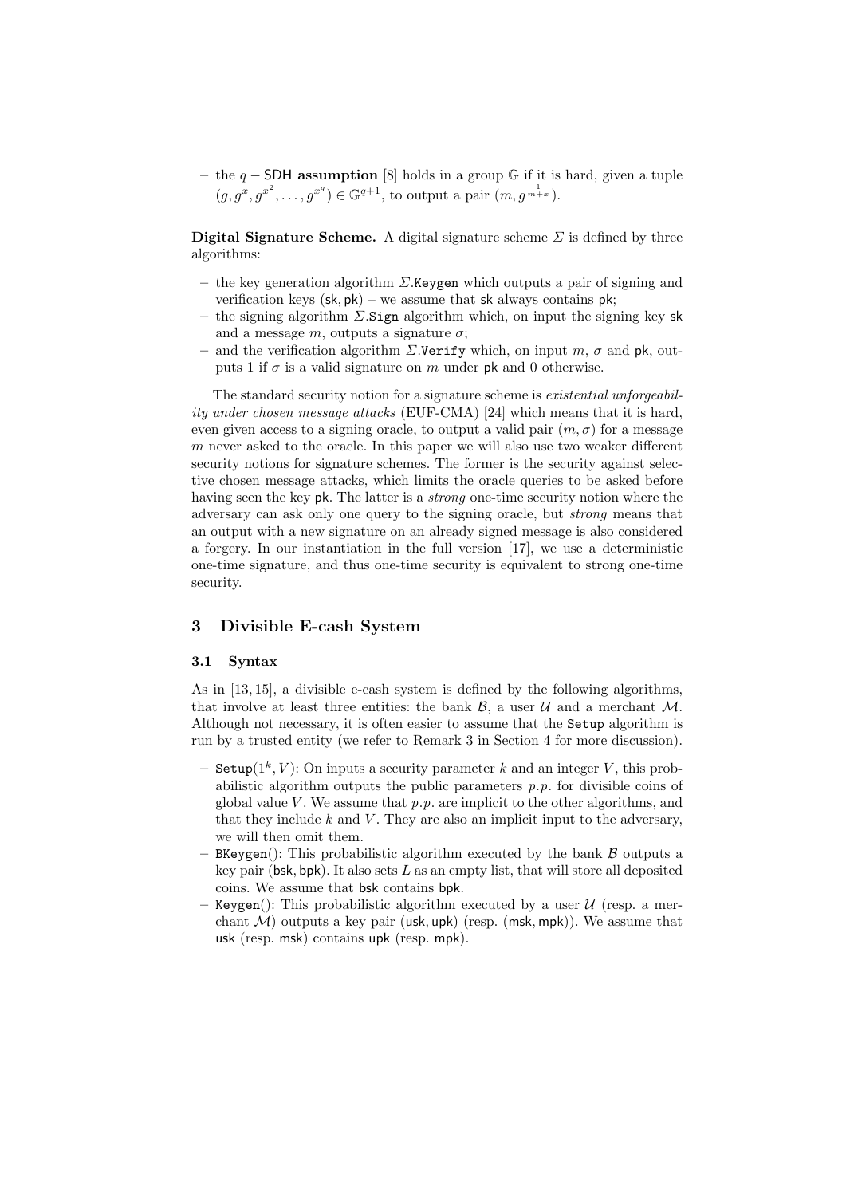- the $q-\mathsf{SDH}$ **assumption** [8] holds in a group $\mathbb{G}$ if it is hard, given a tuple $(g, g^x, g^{x^2}, \ldots, g^{x^q}) \in \mathbb{G}^{q+1}$, to output a pair $(m, g^{\frac{1}{m+x}})$.

**Digital Signature Scheme.** A digital signature scheme $\Sigma$ is defined by three algorithms:

- the key generation algorithm $\Sigma$.`Keygen` which outputs a pair of signing and verification keys $(\mathsf{sk}, \mathsf{pk})$ – we assume that $\mathsf{sk}$ always contains $\mathsf{pk}$;
- the signing algorithm $\Sigma$.`Sign` algorithm which, on input the signing key $\mathsf{sk}$ and a message $m$, outputs a signature $\sigma$;
- and the verification algorithm $\Sigma$.`Verify` which, on input $m$, $\sigma$ and $\mathsf{pk}$, outputs 1 if $\sigma$ is a valid signature on $m$ under $\mathsf{pk}$ and 0 otherwise.

The standard security notion for a signature scheme is *existential unforgeability under chosen message attacks* (EUF-CMA) [24] which means that it is hard, even given access to a signing oracle, to output a valid pair $(m, \sigma)$ for a message $m$ never asked to the oracle. In this paper we will also use two weaker different security notions for signature schemes. The former is the security against selective chosen message attacks, which limits the oracle queries to be asked before having seen the key $\mathsf{pk}$. The latter is a *strong* one-time security notion where the adversary can ask only one query to the signing oracle, but *strong* means that an output with a new signature on an already signed message is also considered a forgery. In our instantiation in the full version [17], we use a deterministic one-time signature, and thus one-time security is equivalent to strong one-time security.

## 3 Divisible E-cash System

### 3.1 Syntax

As in [13, 15], a divisible e-cash system is defined by the following algorithms, that involve at least three entities: the bank $\mathcal{B}$, a user $\mathcal{U}$ and a merchant $\mathcal{M}$. Although not necessary, it is often easier to assume that the `Setup` algorithm is run by a trusted entity (we refer to Remark 3 in Section 4 for more discussion).

- `Setup`$(1^k, V)$: On inputs a security parameter $k$ and an integer $V$, this probabilistic algorithm outputs the public parameters $p.p.$ for divisible coins of global value $V$. We assume that $p.p.$ are implicit to the other algorithms, and that they include $k$ and $V$. They are also an implicit input to the adversary, we will then omit them.
- `BKeygen`(): This probabilistic algorithm executed by the bank $\mathcal{B}$ outputs a key pair $(\mathsf{bsk}, \mathsf{bpk})$. It also sets $L$ as an empty list, that will store all deposited coins. We assume that $\mathsf{bsk}$ contains $\mathsf{bpk}$.
- `Keygen`(): This probabilistic algorithm executed by a user $\mathcal{U}$ (resp. a merchant $\mathcal{M}$) outputs a key pair $(\mathsf{usk}, \mathsf{upk})$ (resp. $(\mathsf{msk}, \mathsf{mpk})$). We assume that $\mathsf{usk}$ (resp. $\mathsf{msk}$) contains $\mathsf{upk}$ (resp. $\mathsf{mpk}$).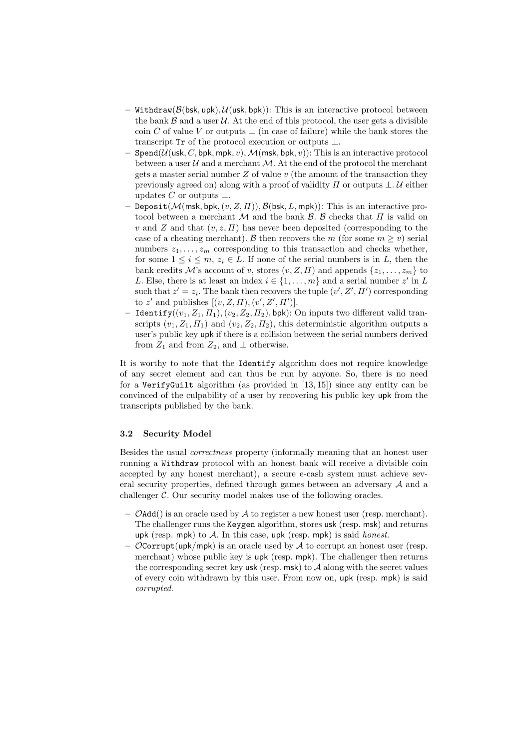- $\texttt{Withdraw}(\mathcal{B}(\mathsf{bsk}, \mathsf{upk}), \mathcal{U}(\mathsf{usk}, \mathsf{bpk}))$: This is an interactive protocol between the bank $\mathcal{B}$ and a user $\mathcal{U}$. At the end of this protocol, the user gets a divisible coin $C$ of value $V$ or outputs $\perp$ (in case of failure) while the bank stores the transcript $\texttt{Tr}$ of the protocol execution or outputs $\perp$.
- $\texttt{Spend}(\mathcal{U}(\mathsf{usk}, C, \mathsf{bpk}, \mathsf{mpk}, v), \mathcal{M}(\mathsf{msk}, \mathsf{bpk}, v))$: This is an interactive protocol between a user $\mathcal{U}$ and a merchant $\mathcal{M}$. At the end of the protocol the merchant gets a master serial number $Z$ of value $v$ (the amount of the transaction they previously agreed on) along with a proof of validity $\Pi$ or outputs $\perp$. $\mathcal{U}$ either updates $C$ or outputs $\perp$.
- $\texttt{Deposit}(\mathcal{M}(\mathsf{msk}, \mathsf{bpk}, (v, Z, \Pi)), \mathcal{B}(\mathsf{bsk}, L, \mathsf{mpk}))$: This is an interactive protocol between a merchant $\mathcal{M}$ and the bank $\mathcal{B}$. $\mathcal{B}$ checks that $\Pi$ is valid on $v$ and $Z$ and that $(v, z, \Pi)$ has never been deposited (corresponding to the case of a cheating merchant). $\mathcal{B}$ then recovers the $m$ (for some $m \geq v$) serial numbers $z_1, \ldots, z_m$ corresponding to this transaction and checks whether, for some $1 \leq i \leq m$, $z_i \in L$. If none of the serial numbers is in $L$, then the bank credits $\mathcal{M}$'s account of $v$, stores $(v, Z, \Pi)$ and appends $\{z_1, \ldots, z_m\}$ to $L$. Else, there is at least an index $i \in \{1, \ldots, m\}$ and a serial number $z'$ in $L$ such that $z' = z_i$. The bank then recovers the tuple $(v', Z', \Pi')$ corresponding to $z'$ and publishes $[(v, Z, \Pi), (v', Z', \Pi')]$.
- $\texttt{Identify}((v_1, Z_1, \Pi_1), (v_2, Z_2, \Pi_2), \mathsf{bpk})$: On inputs two different valid transcripts $(v_1, Z_1, \Pi_1)$ and $(v_2, Z_2, \Pi_2)$, this deterministic algorithm outputs a user's public key $\mathsf{upk}$ if there is a collision between the serial numbers derived from $Z_1$ and from $Z_2$, and $\perp$ otherwise.

It is worthy to note that the `Identify` algorithm does not require knowledge of any secret element and can thus be run by anyone. So, there is no need for a `VerifyGuilt` algorithm (as provided in [13, 15]) since any entity can be convinced of the culpability of a user by recovering his public key $\mathsf{upk}$ from the transcripts published by the bank.

### 3.2 Security Model

Besides the usual *correctness* property (informally meaning that an honest user running a `Withdraw` protocol with an honest bank will receive a divisible coin accepted by any honest merchant), a secure e-cash system must achieve several security properties, defined through games between an adversary $\mathcal{A}$ and a challenger $\mathcal{C}$. Our security model makes use of the following oracles.

- $\mathcal{O}\texttt{Add}()$ is an oracle used by $\mathcal{A}$ to register a new honest user (resp. merchant). The challenger runs the `Keygen` algorithm, stores $\mathsf{usk}$ (resp. $\mathsf{msk}$) and returns $\mathsf{upk}$ (resp. $\mathsf{mpk}$) to $\mathcal{A}$. In this case, $\mathsf{upk}$ (resp. $\mathsf{mpk}$) is said *honest*.
- $\mathcal{O}\texttt{Corrupt}(\mathsf{upk}/\mathsf{mpk})$ is an oracle used by $\mathcal{A}$ to corrupt an honest user (resp. merchant) whose public key is $\mathsf{upk}$ (resp. $\mathsf{mpk}$). The challenger then returns the corresponding secret key $\mathsf{usk}$ (resp. $\mathsf{msk}$) to $\mathcal{A}$ along with the secret values of every coin withdrawn by this user. From now on, $\mathsf{upk}$ (resp. $\mathsf{mpk}$) is said *corrupted*.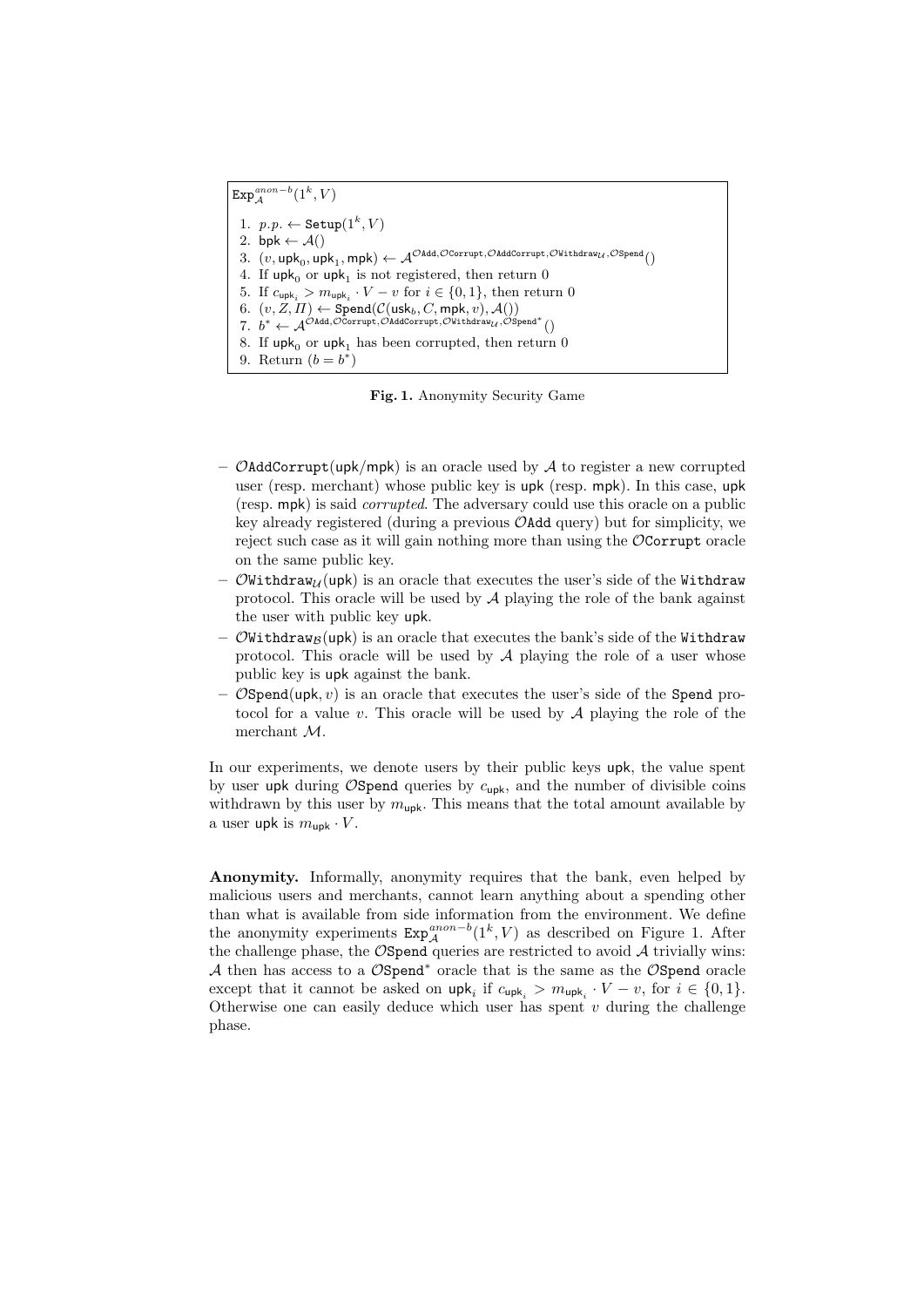$\texttt{Exp}_{\mathcal{A}}^{anon-b}(1^k, V)$

1. $p.p. \leftarrow \texttt{Setup}(1^k, V)$
2. $\mathsf{bpk} \leftarrow \mathcal{A}()$
3. $(v, \mathsf{upk}_0, \mathsf{upk}_1, \mathsf{mpk}) \leftarrow \mathcal{A}^{\mathcal{O}\texttt{Add}, \mathcal{O}\texttt{Corrupt}, \mathcal{O}\texttt{AddCorrupt}, \mathcal{O}\texttt{Withdraw}_{\mathcal{U}}, \mathcal{O}\texttt{Spend}}()$
4. If $\mathsf{upk}_0$ or $\mathsf{upk}_1$ is not registered, then return 0
5. If $c_{\mathsf{upk}_i} > m_{\mathsf{upk}_i} \cdot V - v$ for $i \in \{0, 1\}$, then return 0
6. $(v, Z, \Pi) \leftarrow \texttt{Spend}(\mathcal{C}(\mathsf{usk}_b, C, \mathsf{mpk}, v), \mathcal{A}())$
7. $b^* \leftarrow \mathcal{A}^{\mathcal{O}\texttt{Add}, \mathcal{O}\texttt{Corrupt}, \mathcal{O}\texttt{AddCorrupt}, \mathcal{O}\texttt{Withdraw}_{\mathcal{U}}, \mathcal{O}\texttt{Spend}^*}()$
8. If $\mathsf{upk}_0$ or $\mathsf{upk}_1$ has been corrupted, then return 0
9. Return $(b = b^*)$

**Fig. 1.** Anonymity Security Game

- $\mathcal{O}\texttt{AddCorrupt}(\mathsf{upk}/\mathsf{mpk})$ is an oracle used by $\mathcal{A}$ to register a new corrupted user (resp. merchant) whose public key is $\mathsf{upk}$ (resp. $\mathsf{mpk}$). In this case, $\mathsf{upk}$ (resp. $\mathsf{mpk}$) is said *corrupted*. The adversary could use this oracle on a public key already registered (during a previous $\mathcal{O}\texttt{Add}$ query) but for simplicity, we reject such case as it will gain nothing more than using the $\mathcal{O}\texttt{Corrupt}$ oracle on the same public key.
- $\mathcal{O}\texttt{Withdraw}_{\mathcal{U}}(\mathsf{upk})$ is an oracle that executes the user's side of the $\texttt{Withdraw}$ protocol. This oracle will be used by $\mathcal{A}$ playing the role of the bank against the user with public key $\mathsf{upk}$.
- $\mathcal{O}\texttt{Withdraw}_{\mathcal{B}}(\mathsf{upk})$ is an oracle that executes the bank's side of the $\texttt{Withdraw}$ protocol. This oracle will be used by $\mathcal{A}$ playing the role of a user whose public key is $\mathsf{upk}$ against the bank.
- $\mathcal{O}\texttt{Spend}(\mathsf{upk}, v)$ is an oracle that executes the user's side of the $\texttt{Spend}$ protocol for a value $v$. This oracle will be used by $\mathcal{A}$ playing the role of the merchant $\mathcal{M}$.

In our experiments, we denote users by their public keys $\mathsf{upk}$, the value spent by user $\mathsf{upk}$ during $\mathcal{O}\texttt{Spend}$ queries by $c_{\mathsf{upk}}$, and the number of divisible coins withdrawn by this user by $m_{\mathsf{upk}}$. This means that the total amount available by a user $\mathsf{upk}$ is $m_{\mathsf{upk}} \cdot V$.

**Anonymity.** Informally, anonymity requires that the bank, even helped by malicious users and merchants, cannot learn anything about a spending other than what is available from side information from the environment. We define the anonymity experiments $\texttt{Exp}_{\mathcal{A}}^{anon-b}(1^k, V)$ as described on Figure 1. After the challenge phase, the $\mathcal{O}\texttt{Spend}$ queries are restricted to avoid $\mathcal{A}$ trivially wins: $\mathcal{A}$ then has access to a $\mathcal{O}\texttt{Spend}^*$ oracle that is the same as the $\mathcal{O}\texttt{Spend}$ oracle except that it cannot be asked on $\mathsf{upk}_i$ if $c_{\mathsf{upk}_i} > m_{\mathsf{upk}_i} \cdot V - v$, for $i \in \{0, 1\}$. Otherwise one can easily deduce which user has spent $v$ during the challenge phase.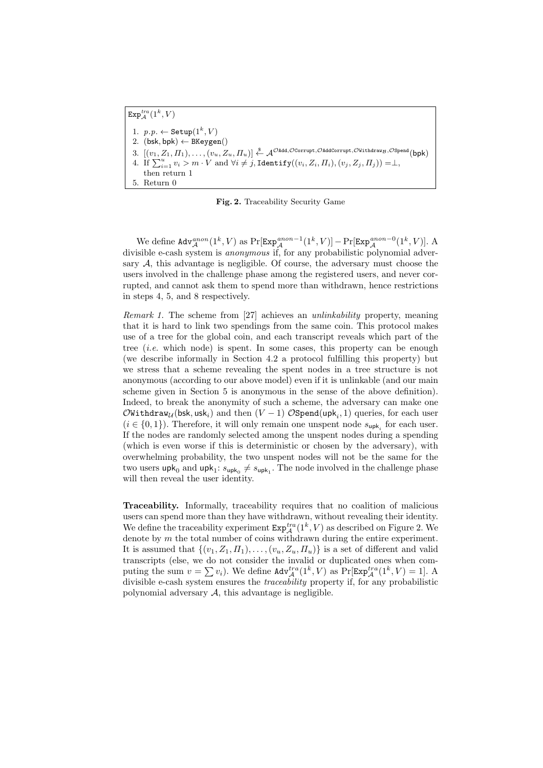$\texttt{Exp}_{\mathcal{A}}^{tra}(1^k, V)$

1. $p.p. \leftarrow \texttt{Setup}(1^k, V)$
2. $(\mathsf{bsk}, \mathsf{bpk}) \leftarrow \texttt{BKeygen}()$
3. $[(v_1, Z_1, \Pi_1), \ldots, (v_u, Z_u, \Pi_u)] \xleftarrow{\$} \mathcal{A}^{\mathcal{O}\texttt{Add}, \mathcal{O}\texttt{Corrupt}, \mathcal{O}\texttt{AddCorrupt}, \mathcal{O}\texttt{Withdraw}_{\mathcal{B}}, \mathcal{O}\texttt{Spend}}(\mathsf{bpk})$
4. If $\sum_{i=1}^{u} v_i > m \cdot V$ and $\forall i \neq j$, $\texttt{Identify}((v_i, Z_i, \Pi_i), (v_j, Z_j, \Pi_j)) = \perp$, then return 1
5. Return 0

**Fig. 2.** Traceability Security Game

We define $\texttt{Adv}_{\mathcal{A}}^{anon}(1^k, V)$ as $\Pr[\texttt{Exp}_{\mathcal{A}}^{anon-1}(1^k, V)] - \Pr[\texttt{Exp}_{\mathcal{A}}^{anon-0}(1^k, V)]$. A divisible e-cash system is *anonymous* if, for any probabilistic polynomial adversary $\mathcal{A}$, this advantage is negligible. Of course, the adversary must choose the users involved in the challenge phase among the registered users, and never corrupted, and cannot ask them to spend more than withdrawn, hence restrictions in steps 4, 5, and 8 respectively.

*Remark 1.* The scheme from [27] achieves an *unlinkability* property, meaning that it is hard to link two spendings from the same coin. This protocol makes use of a tree for the global coin, and each transcript reveals which part of the tree (*i.e.* which node) is spent. In some cases, this property can be enough (we describe informally in Section 4.2 a protocol fulfilling this property) but we stress that a scheme revealing the spent nodes in a tree structure is not anonymous (according to our above model) even if it is unlinkable (and our main scheme given in Section 5 is anonymous in the sense of the above definition). Indeed, to break the anonymity of such a scheme, the adversary can make one $\mathcal{O}\texttt{Withdraw}_{\mathcal{U}}(\mathsf{bsk}, \mathsf{usk}_i)$ and then $(V-1)$ $\mathcal{O}\texttt{Spend}(\mathsf{upk}_i, 1)$ queries, for each user $(i \in \{0, 1\})$. Therefore, it will only remain one unspent node $s_{\mathsf{upk}_i}$ for each user. If the nodes are randomly selected among the unspent nodes during a spending (which is even worse if this is deterministic or chosen by the adversary), with overwhelming probability, the two unspent nodes will not be the same for the two users $\mathsf{upk}_0$ and $\mathsf{upk}_1$: $s_{\mathsf{upk}_0} \neq s_{\mathsf{upk}_1}$. The node involved in the challenge phase will then reveal the user identity.

**Traceability.** Informally, traceability requires that no coalition of malicious users can spend more than they have withdrawn, without revealing their identity. We define the traceability experiment $\texttt{Exp}_{\mathcal{A}}^{tra}(1^k, V)$ as described on Figure 2. We denote by $m$ the total number of coins withdrawn during the entire experiment. It is assumed that $\{(v_1, Z_1, \Pi_1), \ldots, (v_u, Z_u, \Pi_u)\}$ is a set of different and valid transcripts (else, we do not consider the invalid or duplicated ones when computing the sum $v = \sum v_i$). We define $\texttt{Adv}_{\mathcal{A}}^{tra}(1^k, V)$ as $\Pr[\texttt{Exp}_{\mathcal{A}}^{tra}(1^k, V) = 1]$. A divisible e-cash system ensures the *traceability* property if, for any probabilistic polynomial adversary $\mathcal{A}$, this advantage is negligible.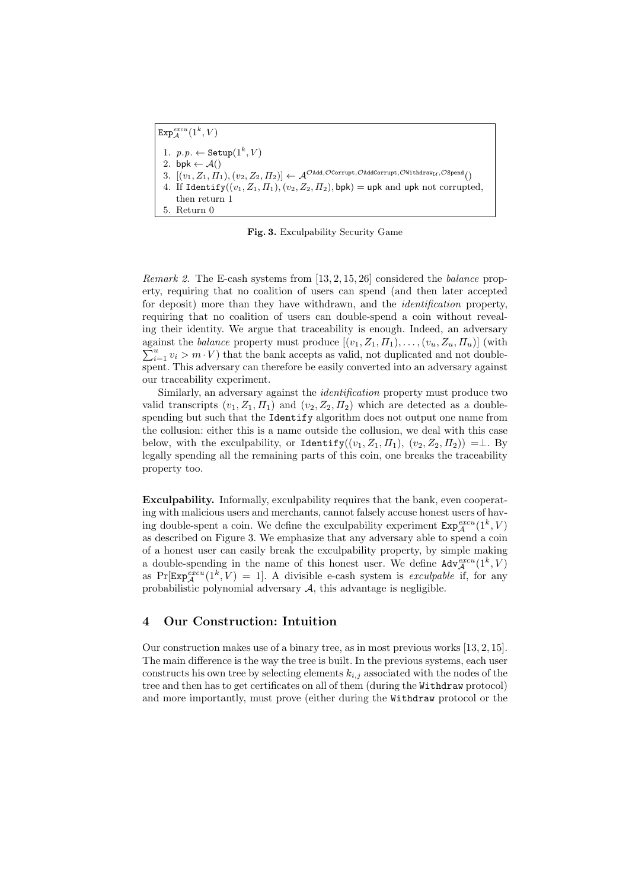$\mathtt{Exp}_{\mathcal{A}}^{excu}(1^k, V)$

1. $p.p. \leftarrow \mathtt{Setup}(1^k, V)$
2. $\mathsf{bpk} \leftarrow \mathcal{A}()$
3. $[(v_1, Z_1, \Pi_1), (v_2, Z_2, \Pi_2)] \leftarrow \mathcal{A}^{\mathcal{O}\mathtt{Add}, \mathcal{O}\mathtt{Corrupt}, \mathcal{O}\mathtt{AddCorrupt}, \mathcal{O}\mathtt{Withdraw}_{\mathcal{U}}, \mathcal{O}\mathtt{Spend}}()$
4. If $\mathtt{Identify}((v_1, Z_1, \Pi_1), (v_2, Z_2, \Pi_2), \mathsf{bpk}) = \mathsf{upk}$ and $\mathsf{upk}$ not corrupted, then return 1
5. Return 0

**Fig. 3.** Exculpability Security Game

*Remark 2.* The E-cash systems from [13, 2, 15, 26] considered the *balance* property, requiring that no coalition of users can spend (and then later accepted for deposit) more than they have withdrawn, and the *identification* property, requiring that no coalition of users can double-spend a coin without revealing their identity. We argue that traceability is enough. Indeed, an adversary against the *balance* property must produce $[(v_1, Z_1, \Pi_1), \ldots, (v_u, Z_u, \Pi_u)]$ (with $\sum_{i=1}^{u} v_i > m \cdot V$) that the bank accepts as valid, not duplicated and not double-spent. This adversary can therefore be easily converted into an adversary against our traceability experiment.

Similarly, an adversary against the *identification* property must produce two valid transcripts $(v_1, Z_1, \Pi_1)$ and $(v_2, Z_2, \Pi_2)$ which are detected as a double-spending but such that the Identify algorithm does not output one name from the collusion: either this is a name outside the collusion, we deal with this case below, with the exculpability, or $\mathtt{Identify}((v_1, Z_1, \Pi_1), (v_2, Z_2, \Pi_2)) = \perp$. By legally spending all the remaining parts of this coin, one breaks the traceability property too.

**Exculpability.** Informally, exculpability requires that the bank, even cooperating with malicious users and merchants, cannot falsely accuse honest users of having double-spent a coin. We define the exculpability experiment $\mathtt{Exp}_{\mathcal{A}}^{excu}(1^k, V)$ as described on Figure 3. We emphasize that any adversary able to spend a coin of a honest user can easily break the exculpability property, by simple making a double-spending in the name of this honest user. We define $\mathtt{Adv}_{\mathcal{A}}^{excu}(1^k, V)$ as $\Pr[\mathtt{Exp}_{\mathcal{A}}^{excu}(1^k, V) = 1]$. A divisible e-cash system is *exculpable* if, for any probabilistic polynomial adversary $\mathcal{A}$, this advantage is negligible.

## 4 Our Construction: Intuition

Our construction makes use of a binary tree, as in most previous works [13, 2, 15]. The main difference is the way the tree is built. In the previous systems, each user constructs his own tree by selecting elements $k_{i,j}$ associated with the nodes of the tree and then has to get certificates on all of them (during the Withdraw protocol) and more importantly, must prove (either during the Withdraw protocol or the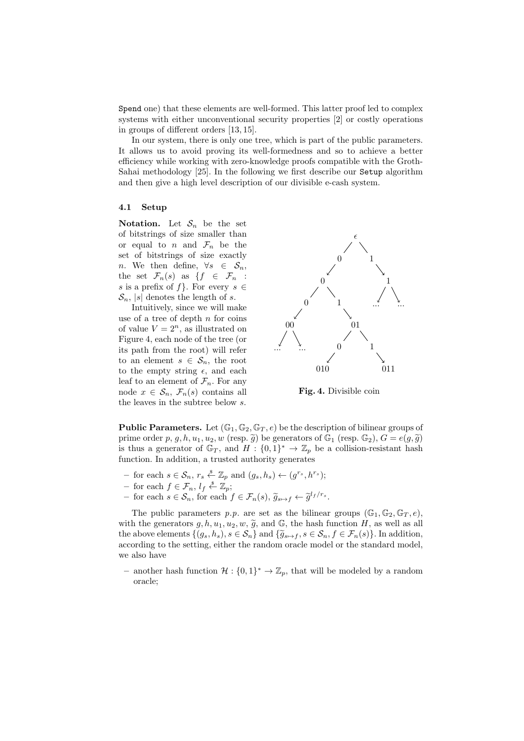Spend one) that these elements are well-formed. This latter proof led to complex systems with either unconventional security properties [2] or costly operations in groups of different orders [13, 15].

In our system, there is only one tree, which is part of the public parameters. It allows us to avoid proving its well-formedness and so to achieve a better efficiency while working with zero-knowledge proofs compatible with the Groth-Sahai methodology [25]. In the following we first describe our Setup algorithm and then give a high level description of our divisible e-cash system.

### 4.1 Setup

**Notation.** Let $\mathcal{S}_n$ be the set of bitstrings of size smaller than or equal to $n$ and $\mathcal{F}_n$ be the set of bitstrings of size exactly $n$. We then define, $\forall s \in \mathcal{S}_n$, the set $\mathcal{F}_n(s)$ as $\{f \in \mathcal{F}_n : s \text{ is a prefix of } f\}$. For every $s \in \mathcal{S}_n$, $|s|$ denotes the length of $s$.

Intuitively, since we will make use of a tree of depth $n$ for coins of value $V = 2^n$, as illustrated on Figure 4, each node of the tree (or its path from the root) will refer to an element $s \in \mathcal{S}_n$, the root to the empty string $\epsilon$, and each leaf to an element of $\mathcal{F}_n$. For any node $x \in \mathcal{S}_n$, $\mathcal{F}_n(s)$ contains all the leaves in the subtree below $s$.

**Fig. 4.** Divisible coin

**Public Parameters.** Let $(\mathbb{G}_1, \mathbb{G}_2, \mathbb{G}_T, e)$ be the description of bilinear groups of prime order $p$, $g, h, u_1, u_2, w$ (resp. $\widetilde{g}$) be generators of $\mathbb{G}_1$ (resp. $\mathbb{G}_2$), $G = e(g, \widetilde{g})$ is thus a generator of $\mathbb{G}_T$, and $H : \{0,1\}^* \to \mathbb{Z}_p$ be a collision-resistant hash function. In addition, a trusted authority generates

- for each $s \in \mathcal{S}_n$, $r_s \xleftarrow{\$} \mathbb{Z}_p$ and $(g_s, h_s) \leftarrow (g^{r_s}, h^{r_s})$;
- for each $f \in \mathcal{F}_n$, $l_f \xleftarrow{\$} \mathbb{Z}_p$;
- for each $s \in \mathcal{S}_n$, for each $f \in \mathcal{F}_n(s)$, $\widetilde{g}_{s \mapsto f} \leftarrow \widetilde{g}^{l_f / r_s}$.

The public parameters $p.p.$ are set as the bilinear groups $(\mathbb{G}_1, \mathbb{G}_2, \mathbb{G}_T, e)$, with the generators $g, h, u_1, u_2, w, \widetilde{g}$, and $\mathbb{G}$, the hash function $H$, as well as all the above elements $\{(g_s, h_s), s \in \mathcal{S}_n\}$ and $\{\widetilde{g}_{s \mapsto f}, s \in \mathcal{S}_n, f \in \mathcal{F}_n(s)\}$. In addition, according to the setting, either the random oracle model or the standard model, we also have

- another hash function $\mathcal{H} : \{0,1\}^* \to \mathbb{Z}_p$, that will be modeled by a random oracle;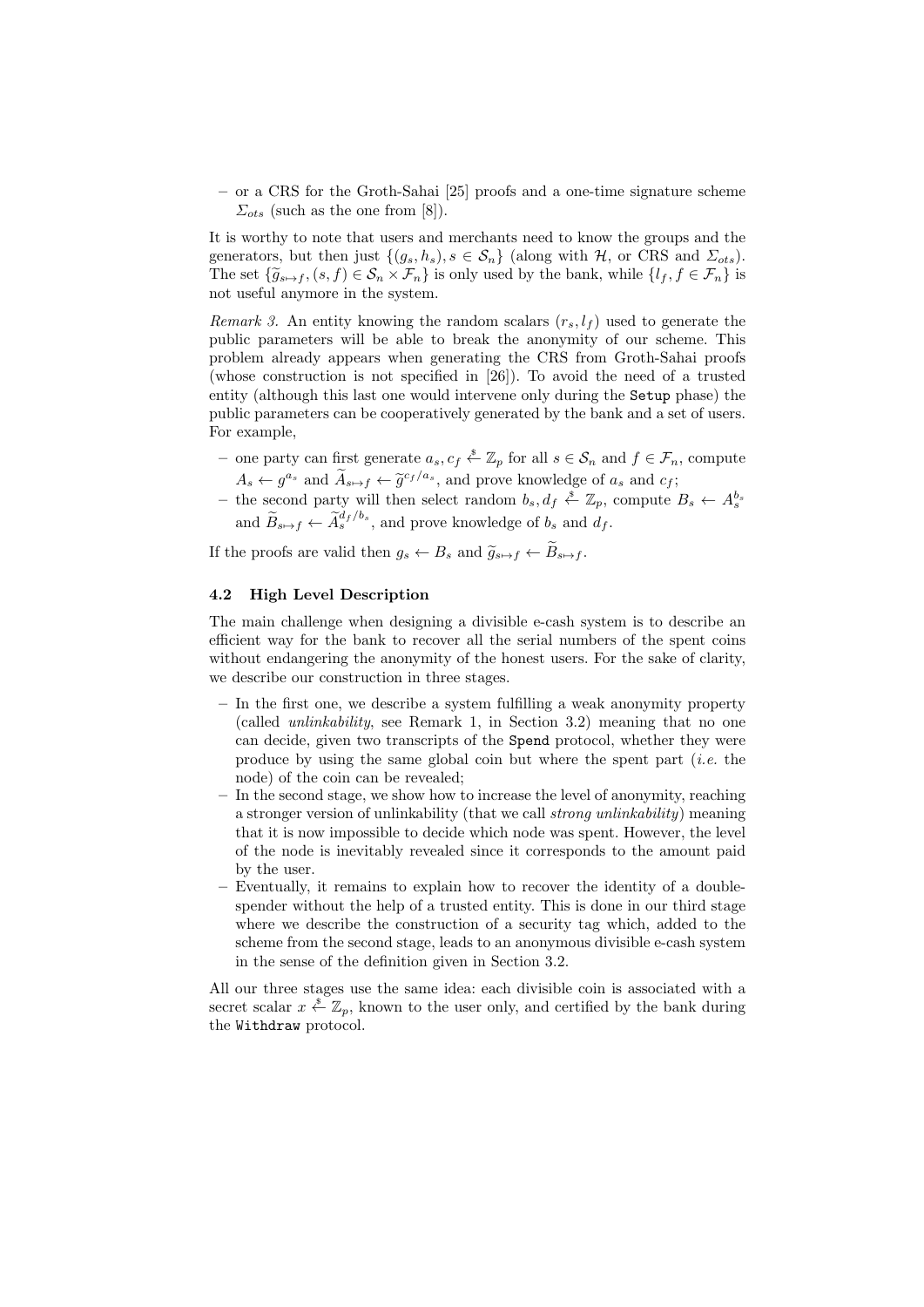– or a CRS for the Groth-Sahai [25] proofs and a one-time signature scheme $\Sigma_{ots}$ (such as the one from [8]).

It is worthy to note that users and merchants need to know the groups and the generators, but then just $\{(g_s, h_s), s \in \mathcal{S}_n\}$ (along with $\mathcal{H}$, or CRS and $\Sigma_{ots}$). The set $\{\widetilde{g}_{s\mapsto f}, (s, f) \in \mathcal{S}_n \times \mathcal{F}_n\}$ is only used by the bank, while $\{l_f, f \in \mathcal{F}_n\}$ is not useful anymore in the system.

*Remark 3.* An entity knowing the random scalars $(r_s, l_f)$ used to generate the public parameters will be able to break the anonymity of our scheme. This problem already appears when generating the CRS from Groth-Sahai proofs (whose construction is not specified in [26]). To avoid the need of a trusted entity (although this last one would intervene only during the `Setup` phase) the public parameters can be cooperatively generated by the bank and a set of users. For example,

– one party can first generate $a_s, c_f \xleftarrow{\$} \mathbb{Z}_p$ for all $s \in \mathcal{S}_n$ and $f \in \mathcal{F}_n$, compute $A_s \leftarrow g^{a_s}$ and $\widetilde{A}_{s\mapsto f} \leftarrow \widetilde{g}^{c_f/a_s}$, and prove knowledge of $a_s$ and $c_f$;
– the second party will then select random $b_s, d_f \xleftarrow{\$} \mathbb{Z}_p$, compute $B_s \leftarrow A_s^{b_s}$ and $\widetilde{B}_{s\mapsto f} \leftarrow \widetilde{A}_s^{d_f/b_s}$, and prove knowledge of $b_s$ and $d_f$.

If the proofs are valid then $g_s \leftarrow B_s$ and $\widetilde{g}_{s\mapsto f} \leftarrow \widetilde{B}_{s\mapsto f}$.

### 4.2 High Level Description

The main challenge when designing a divisible e-cash system is to describe an efficient way for the bank to recover all the serial numbers of the spent coins without endangering the anonymity of the honest users. For the sake of clarity, we describe our construction in three stages.

– In the first one, we describe a system fulfilling a weak anonymity property (called *unlinkability*, see Remark 1, in Section 3.2) meaning that no one can decide, given two transcripts of the `Spend` protocol, whether they were produce by using the same global coin but where the spent part (*i.e.* the node) of the coin can be revealed;
– In the second stage, we show how to increase the level of anonymity, reaching a stronger version of unlinkability (that we call *strong unlinkability*) meaning that it is now impossible to decide which node was spent. However, the level of the node is inevitably revealed since it corresponds to the amount paid by the user.
– Eventually, it remains to explain how to recover the identity of a double-spender without the help of a trusted entity. This is done in our third stage where we describe the construction of a security tag which, added to the scheme from the second stage, leads to an anonymous divisible e-cash system in the sense of the definition given in Section 3.2.

All our three stages use the same idea: each divisible coin is associated with a secret scalar $x \xleftarrow{\$} \mathbb{Z}_p$, known to the user only, and certified by the bank during the `Withdraw` protocol.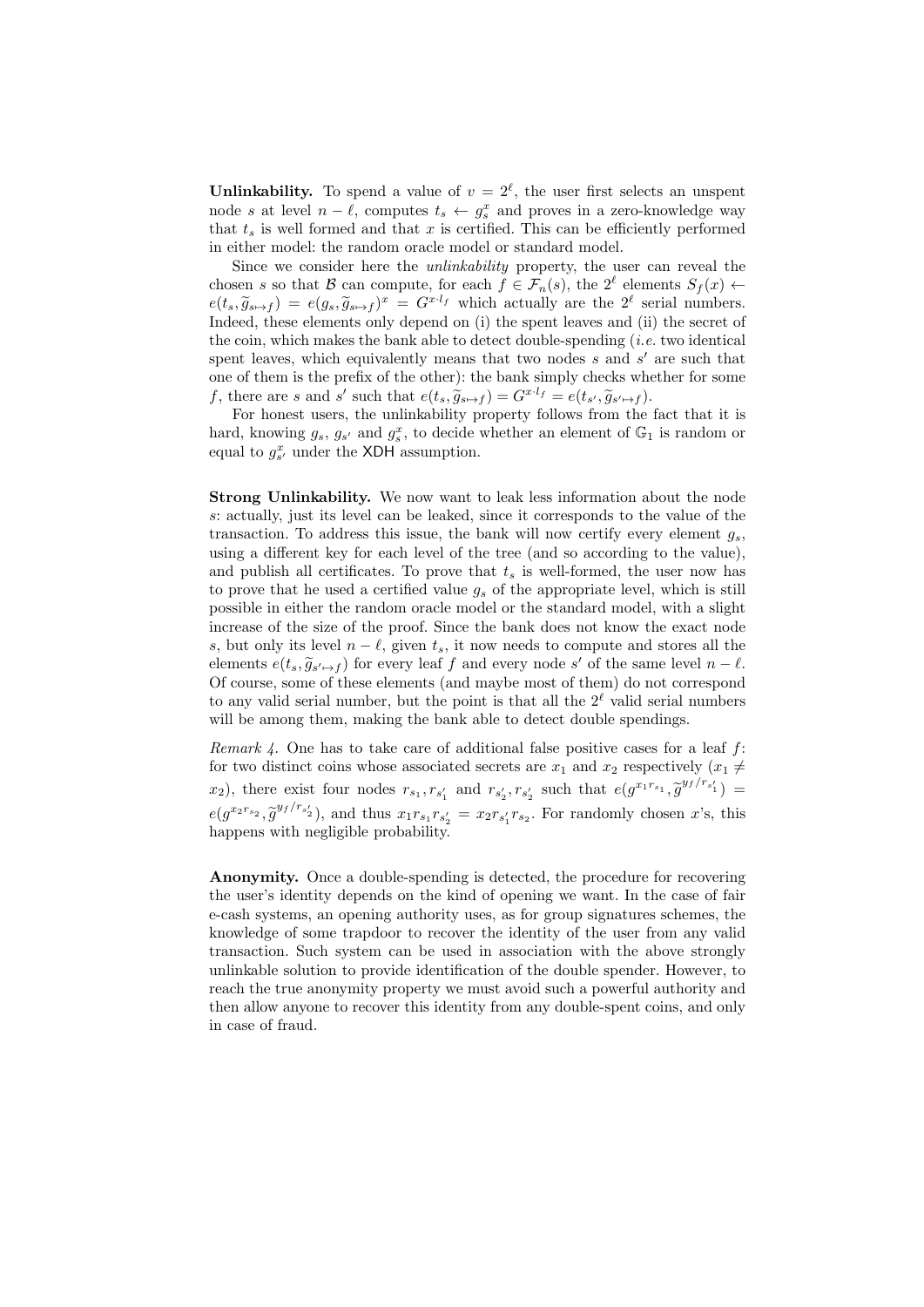**Unlinkability.** To spend a value of $v = 2^\ell$, the user first selects an unspent node $s$ at level $n - \ell$, computes $t_s \leftarrow g_s^x$ and proves in a zero-knowledge way that $t_s$ is well formed and that $x$ is certified. This can be efficiently performed in either model: the random oracle model or standard model.

Since we consider here the *unlinkability* property, the user can reveal the chosen $s$ so that $\mathcal{B}$ can compute, for each $f \in \mathcal{F}_n(s)$, the $2^\ell$ elements $S_f(x) \leftarrow e(t_s, \widetilde{g}_{s \mapsto f}) = e(g_s, \widetilde{g}_{s \mapsto f})^x = G^{x \cdot l_f}$ which actually are the $2^\ell$ serial numbers. Indeed, these elements only depend on (i) the spent leaves and (ii) the secret of the coin, which makes the bank able to detect double-spending (*i.e.* two identical spent leaves, which equivalently means that two nodes $s$ and $s'$ are such that one of them is the prefix of the other): the bank simply checks whether for some $f$, there are $s$ and $s'$ such that $e(t_s, \widetilde{g}_{s \mapsto f}) = G^{x \cdot l_f} = e(t_{s'}, \widetilde{g}_{s' \mapsto f})$.

For honest users, the unlinkability property follows from the fact that it is hard, knowing $g_s$, $g_{s'}$ and $g_s^x$, to decide whether an element of $\mathbb{G}_1$ is random or equal to $g_{s'}^x$ under the XDH assumption.

**Strong Unlinkability.** We now want to leak less information about the node $s$: actually, just its level can be leaked, since it corresponds to the value of the transaction. To address this issue, the bank will now certify every element $g_s$, using a different key for each level of the tree (and so according to the value), and publish all certificates. To prove that $t_s$ is well-formed, the user now has to prove that he used a certified value $g_s$ of the appropriate level, which is still possible in either the random oracle model or the standard model, with a slight increase of the size of the proof. Since the bank does not know the exact node $s$, but only its level $n - \ell$, given $t_s$, it now needs to compute and stores all the elements $e(t_s, \widetilde{g}_{s' \mapsto f})$ for every leaf $f$ and every node $s'$ of the same level $n - \ell$. Of course, some of these elements (and maybe most of them) do not correspond to any valid serial number, but the point is that all the $2^\ell$ valid serial numbers will be among them, making the bank able to detect double spendings.

*Remark 4.* One has to take care of additional false positive cases for a leaf $f$: for two distinct coins whose associated secrets are $x_1$ and $x_2$ respectively ($x_1 \neq x_2$), there exist four nodes $r_{s_1}, r_{s'_1}$ and $r_{s'_2}, r_{s_2}$ such that $e(g^{x_1 r_{s_1}}, \widetilde{g}^{y_f / r_{s'_1}}) = e(g^{x_2 r_{s_2}}, \widetilde{g}^{y_f / r_{s'_2}})$, and thus $x_1 r_{s_1} r_{s'_2} = x_2 r_{s'_1} r_{s_2}$. For randomly chosen $x$'s, this happens with negligible probability.

**Anonymity.** Once a double-spending is detected, the procedure for recovering the user's identity depends on the kind of opening we want. In the case of fair e-cash systems, an opening authority uses, as for group signatures schemes, the knowledge of some trapdoor to recover the identity of the user from any valid transaction. Such system can be used in association with the above strongly unlinkable solution to provide identification of the double spender. However, to reach the true anonymity property we must avoid such a powerful authority and then allow anyone to recover this identity from any double-spent coins, and only in case of fraud.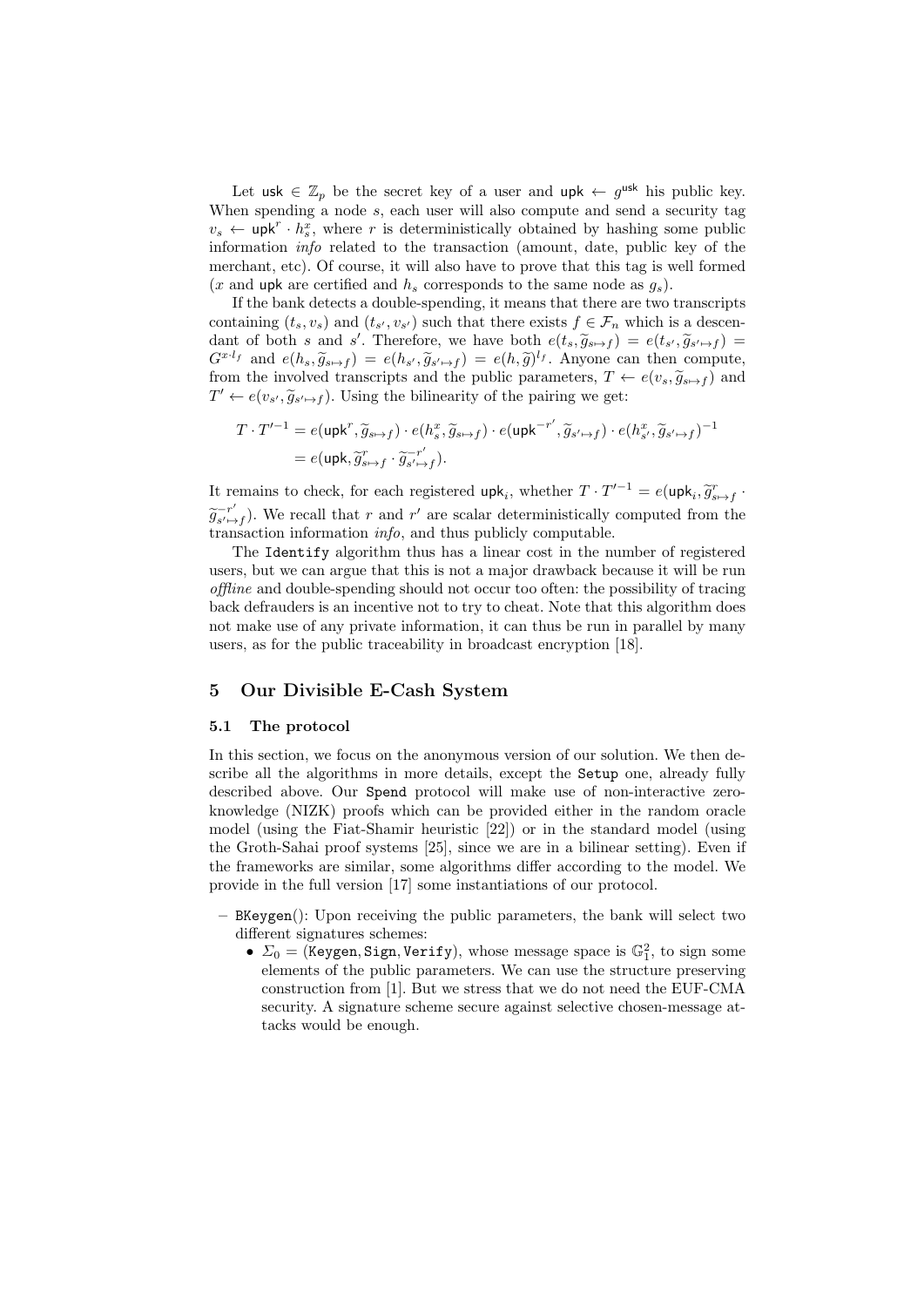Let $\mathsf{usk} \in \mathbb{Z}_p$ be the secret key of a user and $\mathsf{upk} \leftarrow g^{\mathsf{usk}}$ his public key. When spending a node $s$, each user will also compute and send a security tag $v_s \leftarrow \mathsf{upk}^r \cdot h_s^x$, where $r$ is deterministically obtained by hashing some public information *info* related to the transaction (amount, date, public key of the merchant, etc). Of course, it will also have to prove that this tag is well formed ($x$ and $\mathsf{upk}$ are certified and $h_s$ corresponds to the same node as $g_s$).

If the bank detects a double-spending, it means that there are two transcripts containing $(t_s, v_s)$ and $(t_{s'}, v_{s'})$ such that there exists $f \in \mathcal{F}_n$ which is a descendant of both $s$ and $s'$. Therefore, we have both $e(t_s, \widetilde{g}_{s\mapsto f}) = e(t_{s'}, \widetilde{g}_{s'\mapsto f}) = G^{x \cdot l_f}$ and $e(h_s, \widetilde{g}_{s\mapsto f}) = e(h_{s'}, \widetilde{g}_{s'\mapsto f}) = e(h, \widetilde{g})^{l_f}$. Anyone can then compute, from the involved transcripts and the public parameters, $T \leftarrow e(v_s, \widetilde{g}_{s\mapsto f})$ and $T' \leftarrow e(v_{s'}, \widetilde{g}_{s'\mapsto f})$. Using the bilinearity of the pairing we get:

$$
\begin{aligned}
T \cdot T'^{-1} &= e(\mathsf{upk}^r, \widetilde{g}_{s\mapsto f}) \cdot e(h_s^x, \widetilde{g}_{s\mapsto f}) \cdot e(\mathsf{upk}^{-r'}, \widetilde{g}_{s'\mapsto f}) \cdot e(h_{s'}^x, \widetilde{g}_{s'\mapsto f})^{-1} \\
&= e(\mathsf{upk}, \widetilde{g}_{s\mapsto f}^r \cdot \widetilde{g}_{s'\mapsto f}^{-r'}).
\end{aligned}
$$

It remains to check, for each registered $\mathsf{upk}_i$, whether $T \cdot T'^{-1} = e(\mathsf{upk}_i, \widetilde{g}_{s\mapsto f}^r \cdot \widetilde{g}_{s'\mapsto f}^{-r'})$. We recall that $r$ and $r'$ are scalar deterministically computed from the transaction information *info*, and thus publicly computable.

The `Identify` algorithm thus has a linear cost in the number of registered users, but we can argue that this is not a major drawback because it will be run *offline* and double-spending should not occur too often: the possibility of tracing back defrauders is an incentive not to try to cheat. Note that this algorithm does not make use of any private information, it can thus be run in parallel by many users, as for the public traceability in broadcast encryption [18].

## 5 Our Divisible E-Cash System

### 5.1 The protocol

In this section, we focus on the anonymous version of our solution. We then describe all the algorithms in more details, except the `Setup` one, already fully described above. Our `Spend` protocol will make use of non-interactive zero-knowledge (NIZK) proofs which can be provided either in the random oracle model (using the Fiat-Shamir heuristic [22]) or in the standard model (using the Groth-Sahai proof systems [25], since we are in a bilinear setting). Even if the frameworks are similar, some algorithms differ according to the model. We provide in the full version [17] some instantiations of our protocol.

- `BKeygen`(): Upon receiving the public parameters, the bank will select two different signatures schemes:
  - $\Sigma_0 =$ (`Keygen`, `Sign`, `Verify`), whose message space is $\mathbb{G}_1^2$, to sign some elements of the public parameters. We can use the structure preserving construction from [1]. But we stress that we do not need the EUF-CMA security. A signature scheme secure against selective chosen-message attacks would be enough.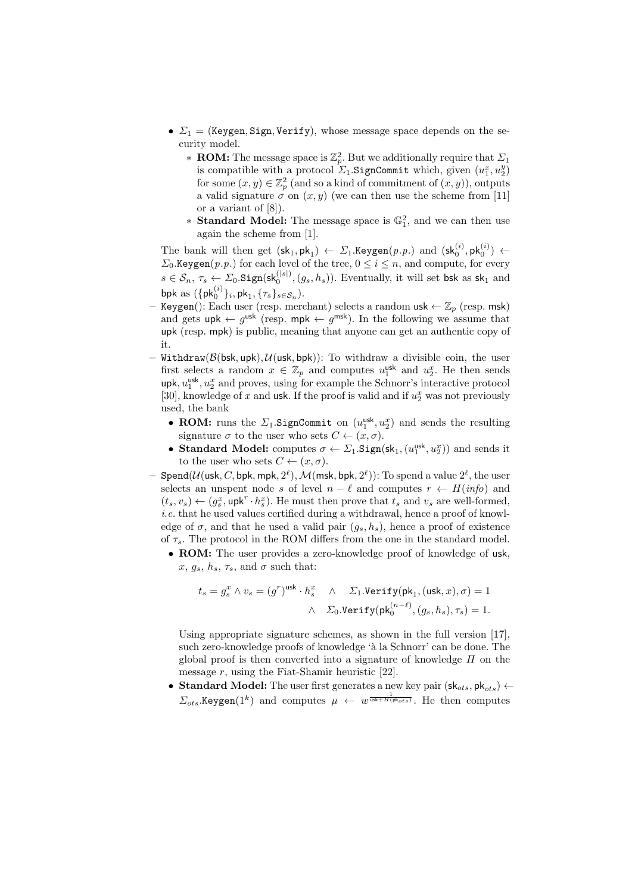- $\Sigma_1 = (\texttt{Keygen}, \texttt{Sign}, \texttt{Verify})$, whose message space depends on the security model.
  - **ROM:** The message space is $\mathbb{Z}_p^2$. But we additionally require that $\Sigma_1$ is compatible with a protocol $\Sigma_1.\texttt{SignCommit}$ which, given $(u_1^x, u_2^y)$ for some $(x, y) \in \mathbb{Z}_p^2$ (and so a kind of commitment of $(x, y)$), outputs a valid signature $\sigma$ on $(x, y)$ (we can then use the scheme from [11] or a variant of [8]).
  - **Standard Model:** The message space is $\mathbb{G}_1^2$, and we can then use again the scheme from [1].

The bank will then get $(\mathsf{sk}_1, \mathsf{pk}_1) \leftarrow \Sigma_1.\texttt{Keygen}(p.p.)$ and $(\mathsf{sk}_0^{(i)}, \mathsf{pk}_0^{(i)}) \leftarrow \Sigma_0.\texttt{Keygen}(p.p.)$ for each level of the tree, $0 \leq i \leq n$, and compute, for every $s \in \mathcal{S}_n$, $\tau_s \leftarrow \Sigma_0.\texttt{Sign}(\mathsf{sk}_0^{(|s|)}, (g_s, h_s))$. Eventually, it will set $\mathsf{bsk}$ as $\mathsf{sk}_1$ and $\mathsf{bpk}$ as $(\{\mathsf{pk}_0^{(i)}\}_i, \mathsf{pk}_1, \{\tau_s\}_{s \in \mathcal{S}_n})$.

- $\texttt{Keygen}()$: Each user (resp. merchant) selects a random $\mathsf{usk} \leftarrow \mathbb{Z}_p$ (resp. $\mathsf{msk}$) and gets $\mathsf{upk} \leftarrow g^{\mathsf{usk}}$ (resp. $\mathsf{mpk} \leftarrow g^{\mathsf{msk}}$). In the following we assume that $\mathsf{upk}$ (resp. $\mathsf{mpk}$) is public, meaning that anyone can get an authentic copy of it.
- $\texttt{Withdraw}(\mathcal{B}(\mathsf{bsk}, \mathsf{upk}), \mathcal{U}(\mathsf{usk}, \mathsf{bpk}))$: To withdraw a divisible coin, the user first selects a random $x \in \mathbb{Z}_p$ and computes $u_1^{\mathsf{usk}}$ and $u_2^x$. He then sends $\mathsf{upk}, u_1^{\mathsf{usk}}, u_2^x$ and proves, using for example the Schnorr's interactive protocol [30], knowledge of $x$ and $\mathsf{usk}$. If the proof is valid and if $u_2^x$ was not previously used, the bank
  - **ROM:** runs the $\Sigma_1.\texttt{SignCommit}$ on $(u_1^{\mathsf{usk}}, u_2^x)$ and sends the resulting signature $\sigma$ to the user who sets $C \leftarrow (x, \sigma)$.
  - **Standard Model:** computes $\sigma \leftarrow \Sigma_1.\texttt{Sign}(\mathsf{sk}_1, (u_1^{\mathsf{usk}}, u_2^x))$ and sends it to the user who sets $C \leftarrow (x, \sigma)$.
- $\texttt{Spend}(\mathcal{U}(\mathsf{usk}, C, \mathsf{bpk}, \mathsf{mpk}, 2^\ell), \mathcal{M}(\mathsf{msk}, \mathsf{bpk}, 2^\ell))$: To spend a value $2^\ell$, the user selects an unspent node $s$ of level $n - \ell$ and computes $r \leftarrow H(info)$ and $(t_s, v_s) \leftarrow (g_s^x, \mathsf{upk}^r \cdot h_s^x)$. He must then prove that $t_s$ and $v_s$ are well-formed, *i.e.* that he used values certified during a withdrawal, hence a proof of knowledge of $\sigma$, and that he used a valid pair $(g_s, h_s)$, hence a proof of existence of $\tau_s$. The protocol in the ROM differs from the one in the standard model.
  - **ROM:** The user provides a zero-knowledge proof of knowledge of $\mathsf{usk}$, $x$, $g_s$, $h_s$, $\tau_s$, and $\sigma$ such that:

$$t_s = g_s^x \wedge v_s = (g^r)^{\mathsf{usk}} \cdot h_s^x \quad \wedge \quad \Sigma_1.\texttt{Verify}(\mathsf{pk}_1, (\mathsf{usk}, x), \sigma) = 1$$
$$\wedge \quad \Sigma_0.\texttt{Verify}(\mathsf{pk}_0^{(n-\ell)}, (g_s, h_s), \tau_s) = 1.$$

    Using appropriate signature schemes, as shown in the full version [17], such zero-knowledge proofs of knowledge 'à la Schnorr' can be done. The global proof is then converted into a signature of knowledge $\Pi$ on the message $r$, using the Fiat-Shamir heuristic [22].
  - **Standard Model:** The user first generates a new key pair $(\mathsf{sk}_{ots}, \mathsf{pk}_{ots}) \leftarrow \Sigma_{ots}.\texttt{Keygen}(1^k)$ and computes $\mu \leftarrow w^{\frac{1}{\mathsf{usk} + H(\mathsf{pk}_{ots})}}$. He then computes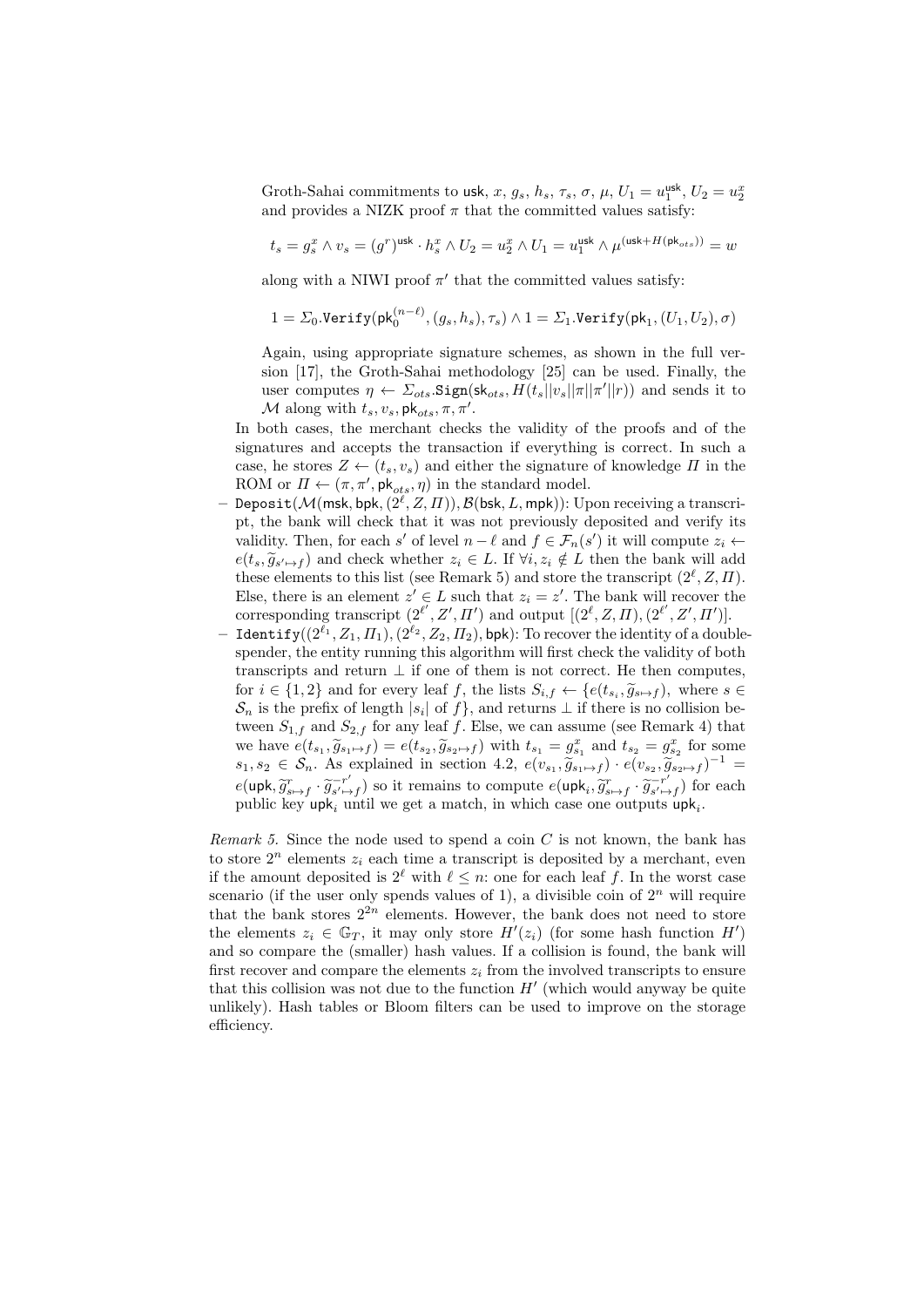Groth-Sahai commitments to $\mathsf{usk}$, $x$, $g_s$, $h_s$, $\tau_s$, $\sigma$, $\mu$, $U_1 = u_1^{\mathsf{usk}}$, $U_2 = u_2^x$ and provides a NIZK proof $\pi$ that the committed values satisfy:

$$t_s = g_s^x \wedge v_s = (g^r)^{\mathsf{usk}} \cdot h_s^x \wedge U_2 = u_2^x \wedge U_1 = u_1^{\mathsf{usk}} \wedge \mu^{(\mathsf{usk}+H(\mathsf{pk}_{ots}))} = w$$

along with a NIWI proof $\pi'$ that the committed values satisfy:

$$1 = \Sigma_0.\mathtt{Verify}(\mathsf{pk}_0^{(n-\ell)}, (g_s, h_s), \tau_s) \wedge 1 = \Sigma_1.\mathtt{Verify}(\mathsf{pk}_1, (U_1, U_2), \sigma)$$

Again, using appropriate signature schemes, as shown in the full version [17], the Groth-Sahai methodology [25] can be used. Finally, the user computes $\eta \leftarrow \Sigma_{ots}.\mathtt{Sign}(\mathsf{sk}_{ots}, H(t_s||v_s||\pi||\pi'||r))$ and sends it to $\mathcal{M}$ along with $t_s, v_s, \mathsf{pk}_{ots}, \pi, \pi'$.

In both cases, the merchant checks the validity of the proofs and of the signatures and accepts the transaction if everything is correct. In such a case, he stores $Z \leftarrow (t_s, v_s)$ and either the signature of knowledge $\Pi$ in the ROM or $\Pi \leftarrow (\pi, \pi', \mathsf{pk}_{ots}, \eta)$ in the standard model.

- $\mathtt{Deposit}(\mathcal{M}(\mathsf{msk}, \mathsf{bpk}, (2^\ell, Z, \Pi)), \mathcal{B}(\mathsf{bsk}, L, \mathsf{mpk}))$: Upon receiving a transcript, the bank will check that it was not previously deposited and verify its validity. Then, for each $s'$ of level $n - \ell$ and $f \in \mathcal{F}_n(s')$ it will compute $z_i \leftarrow e(t_s, \widetilde{g}_{s' \mapsto f})$ and check whether $z_i \in L$. If $\forall i, z_i \notin L$ then the bank will add these elements to this list (see Remark 5) and store the transcript $(2^\ell, Z, \Pi)$. Else, there is an element $z' \in L$ such that $z_i = z'$. The bank will recover the corresponding transcript $(2^{\ell'}, Z', \Pi')$ and output $[(2^\ell, Z, \Pi), (2^{\ell'}, Z', \Pi')]$.
- $\mathtt{Identify}((2^{\ell_1}, Z_1, \Pi_1), (2^{\ell_2}, Z_2, \Pi_2), \mathsf{bpk})$: To recover the identity of a double-spender, the entity running this algorithm will first check the validity of both transcripts and return $\perp$ if one of them is not correct. He then computes, for $i \in \{1, 2\}$ and for every leaf $f$, the lists $S_{i,f} \leftarrow \{e(t_{s_i}, \widetilde{g}_{s \mapsto f})$, where $s \in \mathcal{S}_n$ is the prefix of length $|s_i|$ of $f\}$, and returns $\perp$ if there is no collision between $S_{1,f}$ and $S_{2,f}$ for any leaf $f$. Else, we can assume (see Remark 4) that we have $e(t_{s_1}, \widetilde{g}_{s_1 \mapsto f}) = e(t_{s_2}, \widetilde{g}_{s_2 \mapsto f})$ with $t_{s_1} = g_{s_1}^x$ and $t_{s_2} = g_{s_2}^x$ for some $s_1, s_2 \in \mathcal{S}_n$. As explained in section 4.2, $e(v_{s_1}, \widetilde{g}_{s_1 \mapsto f}) \cdot e(v_{s_2}, \widetilde{g}_{s_2 \mapsto f})^{-1} = e(\mathsf{upk}, \widetilde{g}_{s \mapsto f}^r \cdot \widetilde{g}_{s' \mapsto f}^{-r'})$ so it remains to compute $e(\mathsf{upk}_i, \widetilde{g}_{s \mapsto f}^r \cdot \widetilde{g}_{s' \mapsto f}^{-r'})$ for each public key $\mathsf{upk}_i$ until we get a match, in which case one outputs $\mathsf{upk}_i$.

*Remark 5.* Since the node used to spend a coin $C$ is not known, the bank has to store $2^n$ elements $z_i$ each time a transcript is deposited by a merchant, even if the amount deposited is $2^\ell$ with $\ell \leq n$: one for each leaf $f$. In the worst case scenario (if the user only spends values of 1), a divisible coin of $2^n$ will require that the bank stores $2^{2n}$ elements. However, the bank does not need to store the elements $z_i \in \mathbb{G}_T$, it may only store $H'(z_i)$ (for some hash function $H'$) and so compare the (smaller) hash values. If a collision is found, the bank will first recover and compare the elements $z_i$ from the involved transcripts to ensure that this collision was not due to the function $H'$ (which would anyway be quite unlikely). Hash tables or Bloom filters can be used to improve on the storage efficiency.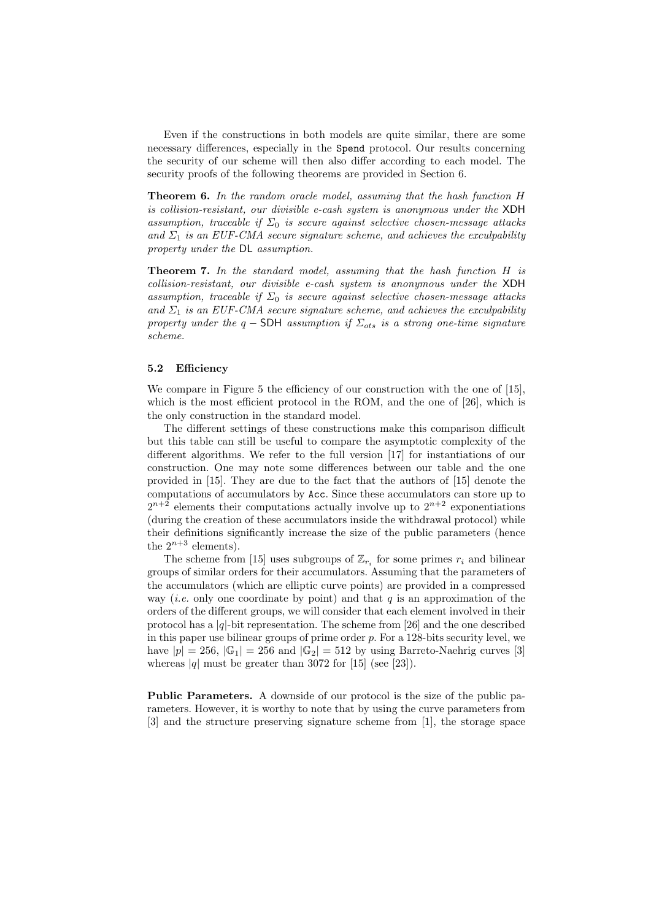Even if the constructions in both models are quite similar, there are some necessary differences, especially in the Spend protocol. Our results concerning the security of our scheme will then also differ according to each model. The security proofs of the following theorems are provided in Section 6.

**Theorem 6.** *In the random oracle model, assuming that the hash function $H$ is collision-resistant, our divisible e-cash system is anonymous under the* XDH *assumption, traceable if $\Sigma_0$ is secure against selective chosen-message attacks and $\Sigma_1$ is an EUF-CMA secure signature scheme, and achieves the exculpability property under the* DL *assumption.*

**Theorem 7.** *In the standard model, assuming that the hash function $H$ is collision-resistant, our divisible e-cash system is anonymous under the* XDH *assumption, traceable if $\Sigma_0$ is secure against selective chosen-message attacks and $\Sigma_1$ is an EUF-CMA secure signature scheme, and achieves the exculpability property under the $q-$SDH assumption if $\Sigma_{ots}$ is a strong one-time signature scheme.*

### 5.2 Efficiency

We compare in Figure 5 the efficiency of our construction with the one of [15], which is the most efficient protocol in the ROM, and the one of [26], which is the only construction in the standard model.

The different settings of these constructions make this comparison difficult but this table can still be useful to compare the asymptotic complexity of the different algorithms. We refer to the full version [17] for instantiations of our construction. One may note some differences between our table and the one provided in [15]. They are due to the fact that the authors of [15] denote the computations of accumulators by Acc. Since these accumulators can store up to $2^{n+2}$ elements their computations actually involve up to $2^{n+2}$ exponentiations (during the creation of these accumulators inside the withdrawal protocol) while their definitions significantly increase the size of the public parameters (hence the $2^{n+3}$ elements).

The scheme from [15] uses subgroups of $\mathbb{Z}_{r_i}$ for some primes $r_i$ and bilinear groups of similar orders for their accumulators. Assuming that the parameters of the accumulators (which are elliptic curve points) are provided in a compressed way (*i.e.* only one coordinate by point) and that $q$ is an approximation of the orders of the different groups, we will consider that each element involved in their protocol has a $|q|$-bit representation. The scheme from [26] and the one described in this paper use bilinear groups of prime order $p$. For a 128-bits security level, we have $|p| = 256$, $|\mathbb{G}_1| = 256$ and $|\mathbb{G}_2| = 512$ by using Barreto-Naehrig curves [3] whereas $|q|$ must be greater than 3072 for [15] (see [23]).

**Public Parameters.** A downside of our protocol is the size of the public parameters. However, it is worthy to note that by using the curve parameters from [3] and the structure preserving signature scheme from [1], the storage space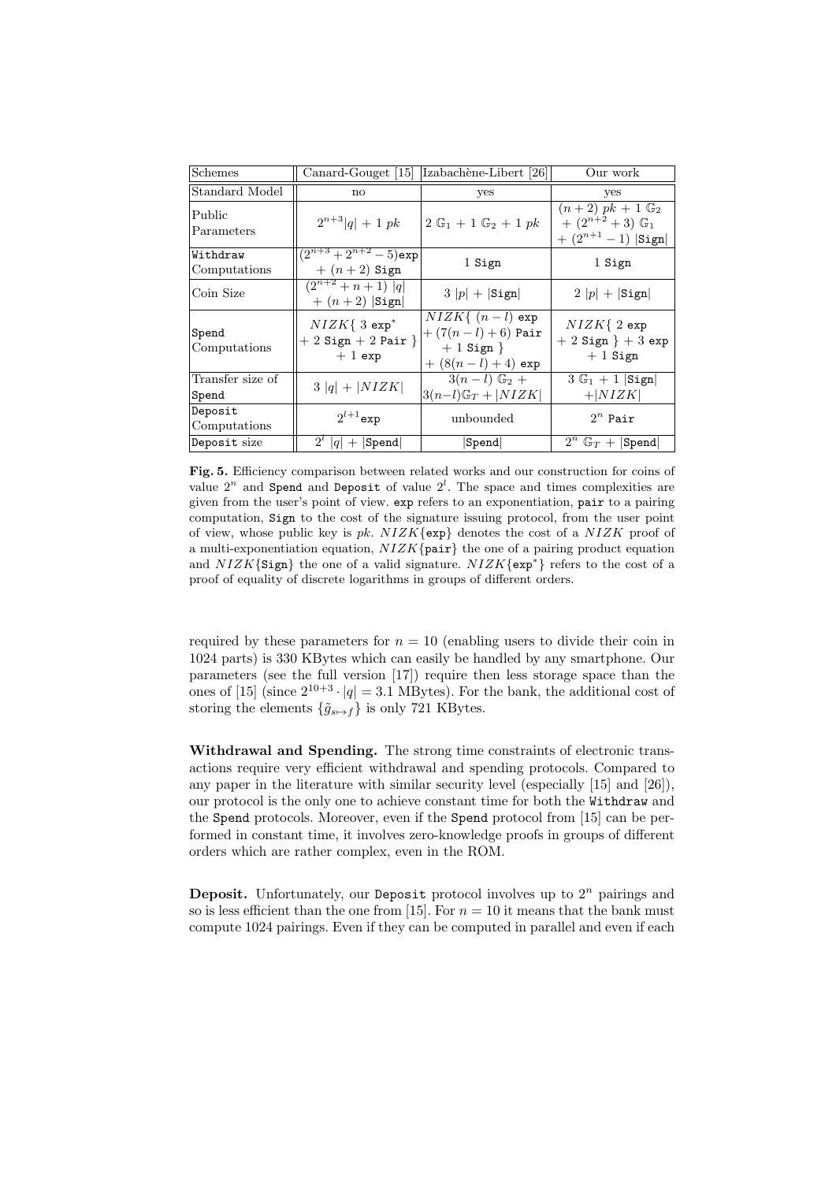| Schemes | Canard-Gouget [15] | Izabachène-Libert [26] | Our work |
|---|---|---|---|
| Standard Model | no | yes | yes |
| Public Parameters | $2^{n+3}\|q\| + 1\ pk$ | $2\ \mathbb{G}_1 + 1\ \mathbb{G}_2 + 1\ pk$ | $(n+2)\ pk + 1\ \mathbb{G}_2 + (2^{n+2}+3)\ \mathbb{G}_1 + (2^{n+1}-1)\ \|\texttt{Sign}\|$ |
| `Withdraw` Computations | $(2^{n+3}+2^{n+2}-5)\texttt{exp} + (n+2)\ \texttt{Sign}$ | $1\ \texttt{Sign}$ | $1\ \texttt{Sign}$ |
| Coin Size | $(2^{n+2}+n+1)\ \|q\| + (n+2)\ \|\texttt{Sign}\|$ | $3\ \|p\| + \|\texttt{Sign}\|$ | $2\ \|p\| + \|\texttt{Sign}\|$ |
| `Spend` Computations | $NIZK\{\ 3\ \texttt{exp}^* + 2\ \texttt{Sign} + 2\ \texttt{Pair}\ \} + 1\ \texttt{exp}$ | $NIZK\{\ (n-l)\ \texttt{exp} + (7(n-l)+6)\ \texttt{Pair} + 1\ \texttt{Sign}\ \} + (8(n-l)+4)\ \texttt{exp}$ | $NIZK\{\ 2\ \texttt{exp} + 2\ \texttt{Sign}\ \} + 3\ \texttt{exp} + 1\ \texttt{Sign}$ |
| Transfer size of `Spend` | $3\ \|q\| + \|NIZK\|$ | $3(n-l)\ \mathbb{G}_2 + 3(n-l)\mathbb{G}_T + \|NIZK\|$ | $3\ \mathbb{G}_1 + 1\ \|\texttt{Sign}\| + \|NIZK\|$ |
| `Deposit` Computations | $2^{l+1}\texttt{exp}$ | unbounded | $2^n\ \texttt{Pair}$ |
| `Deposit` size | $2^l\ \|q\| + \|\texttt{Spend}\|$ | $\|\texttt{Spend}\|$ | $2^n\ \mathbb{G}_T + \|\texttt{Spend}\|$ |

**Fig. 5.** Efficiency comparison between related works and our construction for coins of value $2^n$ and `Spend` and `Deposit` of value $2^l$. The space and times complexities are given from the user's point of view. `exp` refers to an exponentiation, `pair` to a pairing computation, `Sign` to the cost of the signature issuing protocol, from the user point of view, whose public key is $pk$. $NIZK\{\texttt{exp}\}$ denotes the cost of a $NIZK$ proof of a multi-exponentiation equation, $NIZK\{\texttt{pair}\}$ the one of a pairing product equation and $NIZK\{\texttt{Sign}\}$ the one of a valid signature. $NIZK\{\texttt{exp}^*\}$ refers to the cost of a proof of equality of discrete logarithms in groups of different orders.

required by these parameters for $n = 10$ (enabling users to divide their coin in 1024 parts) is 330 KBytes which can easily be handled by any smartphone. Our parameters (see the full version [17]) require then less storage space than the ones of [15] (since $2^{10+3} \cdot |q| = 3.1$ MBytes). For the bank, the additional cost of storing the elements $\{\tilde{g}_{s \mapsto f}\}$ is only 721 KBytes.

**Withdrawal and Spending.** The strong time constraints of electronic transactions require very efficient withdrawal and spending protocols. Compared to any paper in the literature with similar security level (especially [15] and [26]), our protocol is the only one to achieve constant time for both the `Withdraw` and the `Spend` protocols. Moreover, even if the `Spend` protocol from [15] can be performed in constant time, it involves zero-knowledge proofs in groups of different orders which are rather complex, even in the ROM.

**Deposit.** Unfortunately, our `Deposit` protocol involves up to $2^n$ pairings and so is less efficient than the one from [15]. For $n = 10$ it means that the bank must compute 1024 pairings. Even if they can be computed in parallel and even if each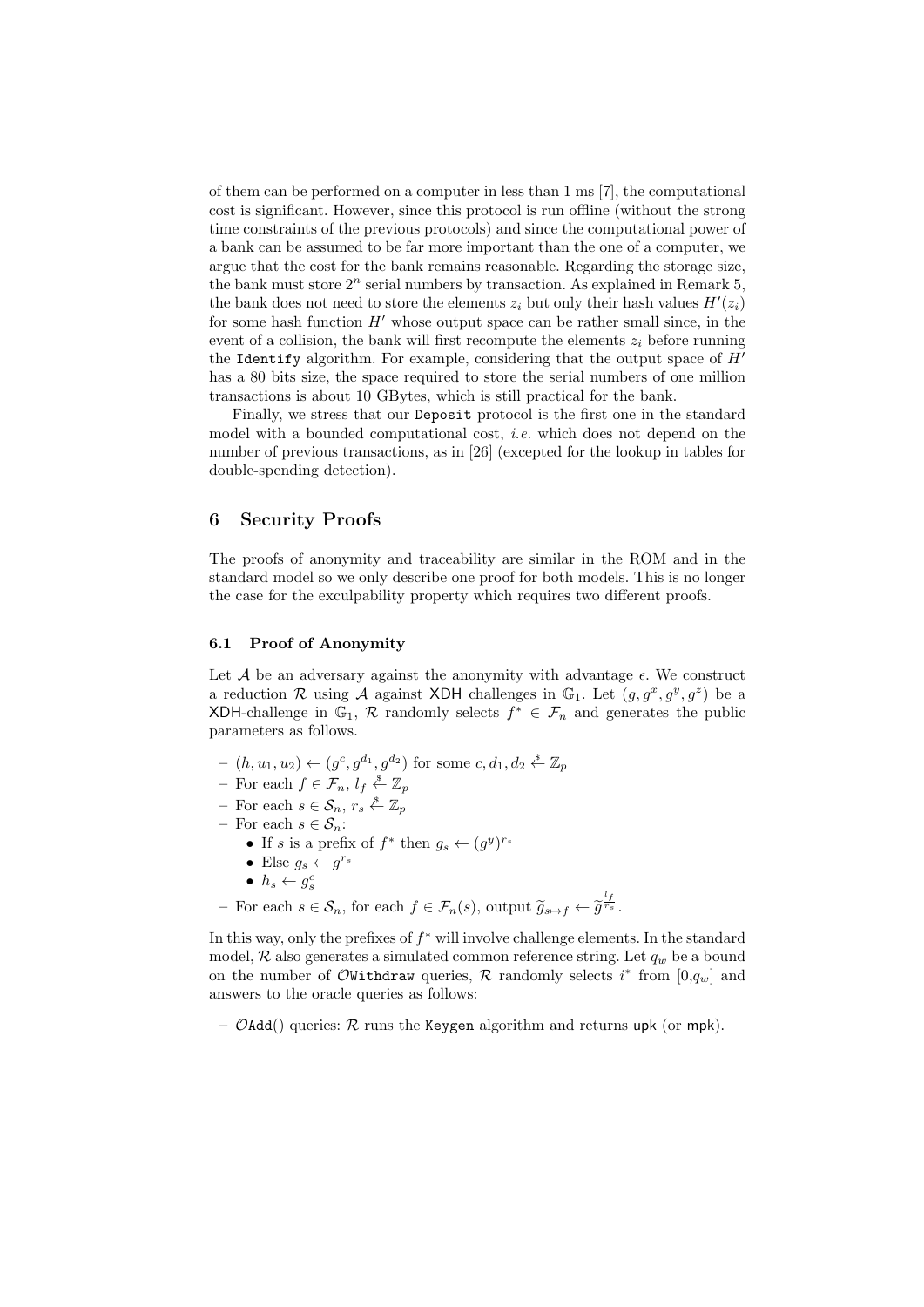of them can be performed on a computer in less than 1 ms [7], the computational cost is significant. However, since this protocol is run offline (without the strong time constraints of the previous protocols) and since the computational power of a bank can be assumed to be far more important than the one of a computer, we argue that the cost for the bank remains reasonable. Regarding the storage size, the bank must store $2^n$ serial numbers by transaction. As explained in Remark 5, the bank does not need to store the elements $z_i$ but only their hash values $H'(z_i)$ for some hash function $H'$ whose output space can be rather small since, in the event of a collision, the bank will first recompute the elements $z_i$ before running the `Identify` algorithm. For example, considering that the output space of $H'$ has a 80 bits size, the space required to store the serial numbers of one million transactions is about 10 GBytes, which is still practical for the bank.

Finally, we stress that our `Deposit` protocol is the first one in the standard model with a bounded computational cost, *i.e.* which does not depend on the number of previous transactions, as in [26] (excepted for the lookup in tables for double-spending detection).

## 6 Security Proofs

The proofs of anonymity and traceability are similar in the ROM and in the standard model so we only describe one proof for both models. This is no longer the case for the exculpability property which requires two different proofs.

### 6.1 Proof of Anonymity

Let $\mathcal{A}$ be an adversary against the anonymity with advantage $\epsilon$. We construct a reduction $\mathcal{R}$ using $\mathcal{A}$ against $\mathsf{XDH}$ challenges in $\mathbb{G}_1$. Let $(g, g^x, g^y, g^z)$ be a $\mathsf{XDH}$-challenge in $\mathbb{G}_1$, $\mathcal{R}$ randomly selects $f^* \in \mathcal{F}_n$ and generates the public parameters as follows.

- $(h, u_1, u_2) \leftarrow (g^c, g^{d_1}, g^{d_2})$ for some $c, d_1, d_2 \xleftarrow{\$} \mathbb{Z}_p$
- For each $f \in \mathcal{F}_n$, $l_f \xleftarrow{\$} \mathbb{Z}_p$
- For each $s \in \mathcal{S}_n$, $r_s \xleftarrow{\$} \mathbb{Z}_p$
- For each $s \in \mathcal{S}_n$:
  - If $s$ is a prefix of $f^*$ then $g_s \leftarrow (g^y)^{r_s}$
  - Else $g_s \leftarrow g^{r_s}$
  - $h_s \leftarrow g_s^c$
- For each $s \in \mathcal{S}_n$, for each $f \in \mathcal{F}_n(s)$, output $\widetilde{g}_{s \mapsto f} \leftarrow \widetilde{g}^{\frac{l_f}{r_s}}$.

In this way, only the prefixes of $f^*$ will involve challenge elements. In the standard model, $\mathcal{R}$ also generates a simulated common reference string. Let $q_w$ be a bound on the number of $\mathcal{O}$`Withdraw` queries, $\mathcal{R}$ randomly selects $i^*$ from $[0,q_w]$ and answers to the oracle queries as follows:

- $\mathcal{O}$`Add`() queries: $\mathcal{R}$ runs the `Keygen` algorithm and returns $\mathsf{upk}$ (or $\mathsf{mpk}$).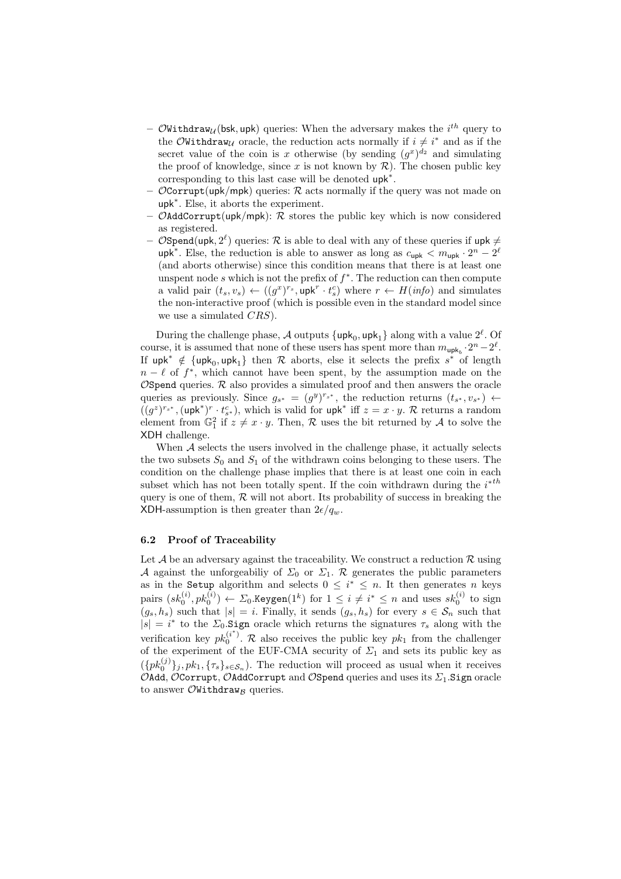- $\mathcal{O}\texttt{Withdraw}_{\mathcal{U}}(\mathsf{bsk}, \mathsf{upk})$ queries: When the adversary makes the $i^{th}$ query to the $\mathcal{O}\texttt{Withdraw}_{\mathcal{U}}$ oracle, the reduction acts normally if $i \neq i^*$ and as if the secret value of the coin is $x$ otherwise (by sending $(g^x)^{d_2}$ and simulating the proof of knowledge, since $x$ is not known by $\mathcal{R}$). The chosen public key corresponding to this last case will be denoted $\mathsf{upk}^*$.
- $\mathcal{O}\texttt{Corrupt}(\mathsf{upk}/\mathsf{mpk})$ queries: $\mathcal{R}$ acts normally if the query was not made on $\mathsf{upk}^*$. Else, it aborts the experiment.
- $\mathcal{O}\texttt{AddCorrupt}(\mathsf{upk}/\mathsf{mpk})$: $\mathcal{R}$ stores the public key which is now considered as registered.
- $\mathcal{O}\texttt{Spend}(\mathsf{upk}, 2^\ell)$ queries: $\mathcal{R}$ is able to deal with any of these queries if $\mathsf{upk} \neq \mathsf{upk}^*$. Else, the reduction is able to answer as long as $c_{\mathsf{upk}} < m_{\mathsf{upk}} \cdot 2^n - 2^\ell$ (and aborts otherwise) since this condition means that there is at least one unspent node $s$ which is not the prefix of $f^*$. The reduction can then compute a valid pair $(t_s, v_s) \leftarrow ((g^x)^{r_s}, \mathsf{upk}^r \cdot t_s^c)$ where $r \leftarrow H(info)$ and simulates the non-interactive proof (which is possible even in the standard model since we use a simulated $CRS$).

During the challenge phase, $\mathcal{A}$ outputs $\{\mathsf{upk}_0, \mathsf{upk}_1\}$ along with a value $2^\ell$. Of course, it is assumed that none of these users has spent more than $m_{\mathsf{upk}_b} \cdot 2^n - 2^\ell$. If $\mathsf{upk}^* \notin \{\mathsf{upk}_0, \mathsf{upk}_1\}$ then $\mathcal{R}$ aborts, else it selects the prefix $s^*$ of length $n - \ell$ of $f^*$, which cannot have been spent, by the assumption made on the $\mathcal{O}\texttt{Spend}$ queries. $\mathcal{R}$ also provides a simulated proof and then answers the oracle queries as previously. Since $g_{s^*} = (g^y)^{r_{s^*}}$, the reduction returns $(t_{s^*}, v_{s^*}) \leftarrow ((g^z)^{r_{s^*}}, (\mathsf{upk}^*)^r \cdot t_{s^*}^c)$, which is valid for $\mathsf{upk}^*$ iff $z = x \cdot y$. $\mathcal{R}$ returns a random element from $\mathbb{G}_1^2$ if $z \neq x \cdot y$. Then, $\mathcal{R}$ uses the bit returned by $\mathcal{A}$ to solve the $\mathsf{XDH}$ challenge.

When $\mathcal{A}$ selects the users involved in the challenge phase, it actually selects the two subsets $S_0$ and $S_1$ of the withdrawn coins belonging to these users. The condition on the challenge phase implies that there is at least one coin in each subset which has not been totally spent. If the coin withdrawn during the $i^{*th}$ query is one of them, $\mathcal{R}$ will not abort. Its probability of success in breaking the $\mathsf{XDH}$-assumption is then greater than $2\epsilon/q_w$.

### 6.2 Proof of Traceability

Let $\mathcal{A}$ be an adversary against the traceability. We construct a reduction $\mathcal{R}$ using $\mathcal{A}$ against the unforgeabiliy of $\Sigma_0$ or $\Sigma_1$. $\mathcal{R}$ generates the public parameters as in the $\texttt{Setup}$ algorithm and selects $0 \leq i^* \leq n$. It then generates $n$ keys pairs $(sk_0^{(i)}, pk_0^{(i)}) \leftarrow \Sigma_0.\texttt{Keygen}(1^k)$ for $1 \leq i \neq i^* \leq n$ and uses $sk_0^{(i)}$ to sign $(g_s, h_s)$ such that $|s| = i$. Finally, it sends $(g_s, h_s)$ for every $s \in \mathcal{S}_n$ such that $|s| = i^*$ to the $\Sigma_0.\texttt{Sign}$ oracle which returns the signatures $\tau_s$ along with the verification key $pk_0^{(i^*)}$. $\mathcal{R}$ also receives the public key $pk_1$ from the challenger of the experiment of the EUF-CMA security of $\Sigma_1$ and sets its public key as $(\{pk_0^{(j)}\}_j, pk_1, \{\tau_s\}_{s \in \mathcal{S}_n})$. The reduction will proceed as usual when it receives $\mathcal{O}\texttt{Add}$, $\mathcal{O}\texttt{Corrupt}$, $\mathcal{O}\texttt{AddCorrupt}$ and $\mathcal{O}\texttt{Spend}$ queries and uses its $\Sigma_1.\texttt{Sign}$ oracle to answer $\mathcal{O}\texttt{Withdraw}_{\mathcal{B}}$ queries.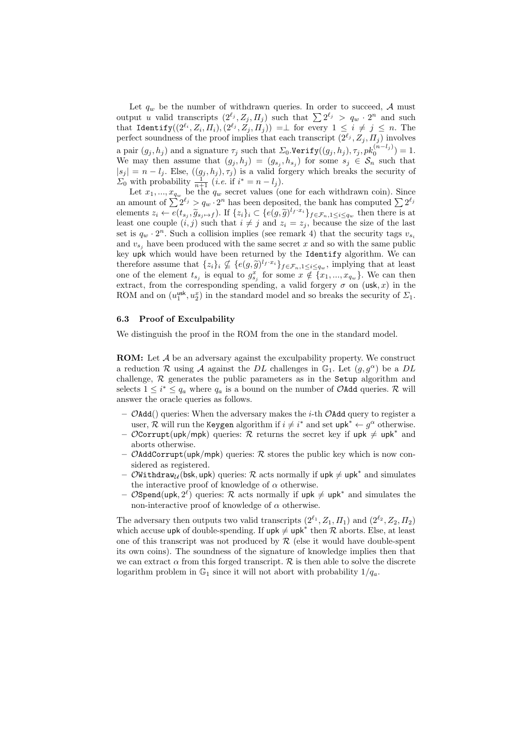Let $q_w$ be the number of withdrawn queries. In order to succeed, $\mathcal{A}$ must output $u$ valid transcripts $(2^{\ell_j}, Z_j, \Pi_j)$ such that $\sum 2^{\ell_j} > q_w \cdot 2^n$ and such that $\texttt{Identify}((2^{\ell_i}, Z_i, \Pi_i), (2^{\ell_j}, Z_j, \Pi_j)) = \perp$ for every $1 \leq i \neq j \leq n$. The perfect soundness of the proof implies that each transcript $(2^{\ell_j}, Z_j, \Pi_j)$ involves a pair $(g_j, h_j)$ and a signature $\tau_j$ such that $\Sigma_0.\texttt{Verify}((g_j, h_j), \tau_j, pk_0^{(n-l_j)}) = 1$. We may then assume that $(g_j, h_j) = (g_{s_j}, h_{s_j})$ for some $s_j \in \mathcal{S}_n$ such that $|s_j| = n - l_j$. Else, $((g_j, h_j), \tau_j)$ is a valid forgery which breaks the security of $\Sigma_0$ with probability $\frac{1}{n+1}$ (*i.e.* if $i^* = n - l_j$).

Let $x_1, ..., x_{q_w}$ be the $q_w$ secret values (one for each withdrawn coin). Since an amount of $\sum 2^{\ell_j} > q_w \cdot 2^n$ has been deposited, the bank has computed $\sum 2^{\ell_j}$ elements $z_i \leftarrow e(t_{s_j}, \widetilde{g}_{s_j \mapsto f})$. If $\{z_i\}_i \subset \{e(g, \widetilde{g})^{l_f \cdot x_i}\}_{f \in \mathcal{F}_n, 1 \leq i \leq q_w}$ then there is at least one couple $(i,j)$ such that $i \neq j$ and $z_i = z_j$, because the size of the last set is $q_w \cdot 2^n$. Such a collision implies (see remark 4) that the security tags $v_{s_i}$ and $v_{s_j}$ have been produced with the same secret $x$ and so with the same public key $\mathsf{upk}$ which would have been returned by the $\texttt{Identify}$ algorithm. We can therefore assume that $\{z_i\}_i \nsubseteq \{e(g, \widetilde{g})^{l_f \cdot x_i}\}_{f \in \mathcal{F}_n, 1 \leq i \leq q_w}$, implying that at least one of the element $t_{s_j}$ is equal to $g_{s_j}^x$ for some $x \notin \{x_1, ..., x_{q_w}\}$. We can then extract, from the corresponding spending, a valid forgery $\sigma$ on $(\mathsf{usk}, x)$ in the ROM and on $(u_1^{\mathsf{usk}}, u_2^x)$ in the standard model and so breaks the security of $\Sigma_1$.

### 6.3 Proof of Exculpability

We distinguish the proof in the ROM from the one in the standard model.

**ROM:** Let $\mathcal{A}$ be an adversary against the exculpability property. We construct a reduction $\mathcal{R}$ using $\mathcal{A}$ against the $DL$ challenges in $\mathbb{G}_1$. Let $(g, g^\alpha)$ be a $DL$ challenge, $\mathcal{R}$ generates the public parameters as in the $\texttt{Setup}$ algorithm and selects $1 \leq i^* \leq q_a$ where $q_a$ is a bound on the number of $\mathcal{O}\texttt{Add}$ queries. $\mathcal{R}$ will answer the oracle queries as follows.

- $\mathcal{O}\texttt{Add}()$ queries: When the adversary makes the $i$-th $\mathcal{O}\texttt{Add}$ query to register a user, $\mathcal{R}$ will run the $\texttt{Keygen}$ algorithm if $i \neq i^*$ and set $\mathsf{upk}^* \leftarrow g^\alpha$ otherwise.
- $\mathcal{O}\texttt{Corrupt}(\mathsf{upk}/\mathsf{mpk})$ queries: $\mathcal{R}$ returns the secret key if $\mathsf{upk} \neq \mathsf{upk}^*$ and aborts otherwise.
- $\mathcal{O}\texttt{AddCorrupt}(\mathsf{upk}/\mathsf{mpk})$ queries: $\mathcal{R}$ stores the public key which is now considered as registered.
- $\mathcal{O}\texttt{Withdraw}_{\mathcal{U}}(\mathsf{bsk}, \mathsf{upk})$ queries: $\mathcal{R}$ acts normally if $\mathsf{upk} \neq \mathsf{upk}^*$ and simulates the interactive proof of knowledge of $\alpha$ otherwise.
- $\mathcal{O}\texttt{Spend}(\mathsf{upk}, 2^\ell)$ queries: $\mathcal{R}$ acts normally if $\mathsf{upk} \neq \mathsf{upk}^*$ and simulates the non-interactive proof of knowledge of $\alpha$ otherwise.

The adversary then outputs two valid transcripts $(2^{\ell_1}, Z_1, \Pi_1)$ and $(2^{\ell_2}, Z_2, \Pi_2)$ which accuse $\mathsf{upk}$ of double-spending. If $\mathsf{upk} \neq \mathsf{upk}^*$ then $\mathcal{R}$ aborts. Else, at least one of this transcript was not produced by $\mathcal{R}$ (else it would have double-spent its own coins). The soundness of the signature of knowledge implies then that we can extract $\alpha$ from this forged transcript. $\mathcal{R}$ is then able to solve the discrete logarithm problem in $\mathbb{G}_1$ since it will not abort with probability $1/q_a$.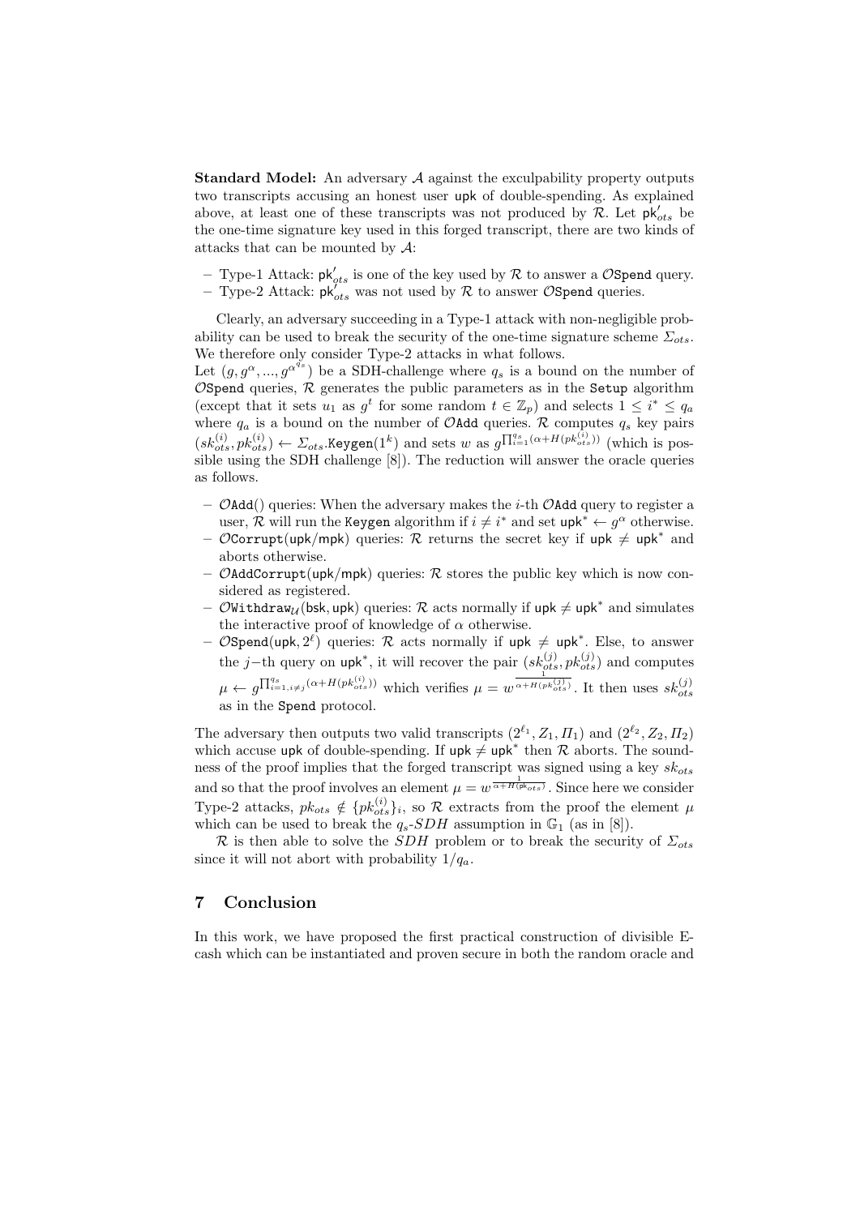**Standard Model:** An adversary $\mathcal{A}$ against the exculpability property outputs two transcripts accusing an honest user $\mathsf{upk}$ of double-spending. As explained above, at least one of these transcripts was not produced by $\mathcal{R}$. Let $\mathsf{pk}'_{ots}$ be the one-time signature key used in this forged transcript, there are two kinds of attacks that can be mounted by $\mathcal{A}$:

- Type-1 Attack: $\mathsf{pk}'_{ots}$ is one of the key used by $\mathcal{R}$ to answer a $\mathcal{O}\mathtt{Spend}$ query.
- Type-2 Attack: $\mathsf{pk}'_{ots}$ was not used by $\mathcal{R}$ to answer $\mathcal{O}\mathtt{Spend}$ queries.

Clearly, an adversary succeeding in a Type-1 attack with non-negligible probability can be used to break the security of the one-time signature scheme $\Sigma_{ots}$. We therefore only consider Type-2 attacks in what follows.
Let $(g, g^{\alpha}, ..., g^{\alpha^{q_s}})$ be a SDH-challenge where $q_s$ is a bound on the number of $\mathcal{O}\mathtt{Spend}$ queries, $\mathcal{R}$ generates the public parameters as in the $\mathtt{Setup}$ algorithm (except that it sets $u_1$ as $g^t$ for some random $t \in \mathbb{Z}_p$) and selects $1 \le i^* \le q_a$ where $q_a$ is a bound on the number of $\mathcal{O}\mathtt{Add}$ queries. $\mathcal{R}$ computes $q_s$ key pairs $(sk_{ots}^{(i)}, pk_{ots}^{(i)}) \leftarrow \Sigma_{ots}.\mathtt{Keygen}(1^k)$ and sets $w$ as $g^{\prod_{i=1}^{q_s}(\alpha + H(pk_{ots}^{(i)}))}$ (which is possible using the SDH challenge [8]). The reduction will answer the oracle queries as follows.

- $\mathcal{O}\mathtt{Add}()$ queries: When the adversary makes the $i$-th $\mathcal{O}\mathtt{Add}$ query to register a user, $\mathcal{R}$ will run the $\mathtt{Keygen}$ algorithm if $i \neq i^*$ and set $\mathsf{upk}^* \leftarrow g^{\alpha}$ otherwise.
- $\mathcal{O}\mathtt{Corrupt}(\mathsf{upk}/\mathsf{mpk})$ queries: $\mathcal{R}$ returns the secret key if $\mathsf{upk} \neq \mathsf{upk}^*$ and aborts otherwise.
- $\mathcal{O}\mathtt{AddCorrupt}(\mathsf{upk}/\mathsf{mpk})$ queries: $\mathcal{R}$ stores the public key which is now considered as registered.
- $\mathcal{O}\mathtt{Withdraw}_{\mathcal{U}}(\mathsf{bsk}, \mathsf{upk})$ queries: $\mathcal{R}$ acts normally if $\mathsf{upk} \neq \mathsf{upk}^*$ and simulates the interactive proof of knowledge of $\alpha$ otherwise.
- $\mathcal{O}\mathtt{Spend}(\mathsf{upk}, 2^{\ell})$ queries: $\mathcal{R}$ acts normally if $\mathsf{upk} \neq \mathsf{upk}^*$. Else, to answer the $j-$th query on $\mathsf{upk}^*$, it will recover the pair $(sk_{ots}^{(j)}, pk_{ots}^{(j)})$ and computes $\mu \leftarrow g^{\prod_{i=1, i \neq j}^{q_s}(\alpha + H(pk_{ots}^{(i)}))}$ which verifies $\mu = w^{\frac{1}{\alpha + H(pk_{ots}^{(j)})}}$. It then uses $sk_{ots}^{(j)}$ as in the $\mathtt{Spend}$ protocol.

The adversary then outputs two valid transcripts $(2^{\ell_1}, Z_1, \Pi_1)$ and $(2^{\ell_2}, Z_2, \Pi_2)$ which accuse $\mathsf{upk}$ of double-spending. If $\mathsf{upk} \neq \mathsf{upk}^*$ then $\mathcal{R}$ aborts. The soundness of the proof implies that the forged transcript was signed using a key $sk_{ots}$ and so that the proof involves an element $\mu = w^{\frac{1}{\alpha + H(\mathsf{pk}_{ots})}}$. Since here we consider Type-2 attacks, $pk_{ots} \notin \{pk_{ots}^{(i)}\}_i$, so $\mathcal{R}$ extracts from the proof the element $\mu$ which can be used to break the $q_s$-$SDH$ assumption in $\mathbb{G}_1$ (as in [8]).

$\mathcal{R}$ is then able to solve the $SDH$ problem or to break the security of $\Sigma_{ots}$ since it will not abort with probability $1/q_a$.

## 7 Conclusion

In this work, we have proposed the first practical construction of divisible E-cash which can be instantiated and proven secure in both the random oracle and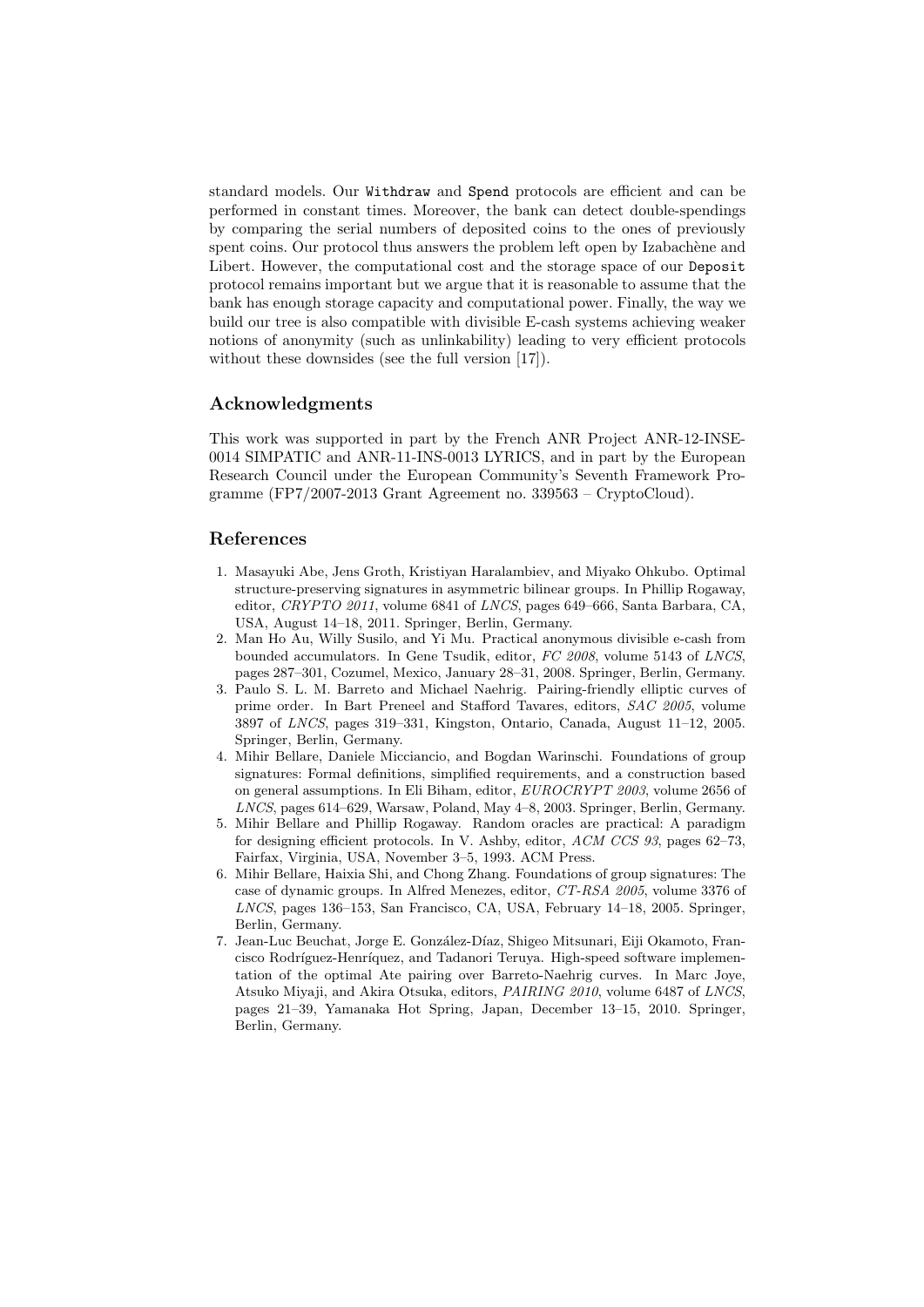standard models. Our `Withdraw` and `Spend` protocols are efficient and can be performed in constant times. Moreover, the bank can detect double-spendings by comparing the serial numbers of deposited coins to the ones of previously spent coins. Our protocol thus answers the problem left open by Izabachène and Libert. However, the computational cost and the storage space of our `Deposit` protocol remains important but we argue that it is reasonable to assume that the bank has enough storage capacity and computational power. Finally, the way we build our tree is also compatible with divisible E-cash systems achieving weaker notions of anonymity (such as unlinkability) leading to very efficient protocols without these downsides (see the full version [17]).

## Acknowledgments

This work was supported in part by the French ANR Project ANR-12-INSE-0014 SIMPATIC and ANR-11-INS-0013 LYRICS, and in part by the European Research Council under the European Community's Seventh Framework Programme (FP7/2007-2013 Grant Agreement no. 339563 – CryptoCloud).

## References

1. Masayuki Abe, Jens Groth, Kristiyan Haralambiev, and Miyako Ohkubo. Optimal structure-preserving signatures in asymmetric bilinear groups. In Phillip Rogaway, editor, *CRYPTO 2011*, volume 6841 of *LNCS*, pages 649–666, Santa Barbara, CA, USA, August 14–18, 2011. Springer, Berlin, Germany.
2. Man Ho Au, Willy Susilo, and Yi Mu. Practical anonymous divisible e-cash from bounded accumulators. In Gene Tsudik, editor, *FC 2008*, volume 5143 of *LNCS*, pages 287–301, Cozumel, Mexico, January 28–31, 2008. Springer, Berlin, Germany.
3. Paulo S. L. M. Barreto and Michael Naehrig. Pairing-friendly elliptic curves of prime order. In Bart Preneel and Stafford Tavares, editors, *SAC 2005*, volume 3897 of *LNCS*, pages 319–331, Kingston, Ontario, Canada, August 11–12, 2005. Springer, Berlin, Germany.
4. Mihir Bellare, Daniele Micciancio, and Bogdan Warinschi. Foundations of group signatures: Formal definitions, simplified requirements, and a construction based on general assumptions. In Eli Biham, editor, *EUROCRYPT 2003*, volume 2656 of *LNCS*, pages 614–629, Warsaw, Poland, May 4–8, 2003. Springer, Berlin, Germany.
5. Mihir Bellare and Phillip Rogaway. Random oracles are practical: A paradigm for designing efficient protocols. In V. Ashby, editor, *ACM CCS 93*, pages 62–73, Fairfax, Virginia, USA, November 3–5, 1993. ACM Press.
6. Mihir Bellare, Haixia Shi, and Chong Zhang. Foundations of group signatures: The case of dynamic groups. In Alfred Menezes, editor, *CT-RSA 2005*, volume 3376 of *LNCS*, pages 136–153, San Francisco, CA, USA, February 14–18, 2005. Springer, Berlin, Germany.
7. Jean-Luc Beuchat, Jorge E. González-Díaz, Shigeo Mitsunari, Eiji Okamoto, Francisco Rodríguez-Henríquez, and Tadanori Teruya. High-speed software implementation of the optimal Ate pairing over Barreto-Naehrig curves. In Marc Joye, Atsuko Miyaji, and Akira Otsuka, editors, *PAIRING 2010*, volume 6487 of *LNCS*, pages 21–39, Yamanaka Hot Spring, Japan, December 13–15, 2010. Springer, Berlin, Germany.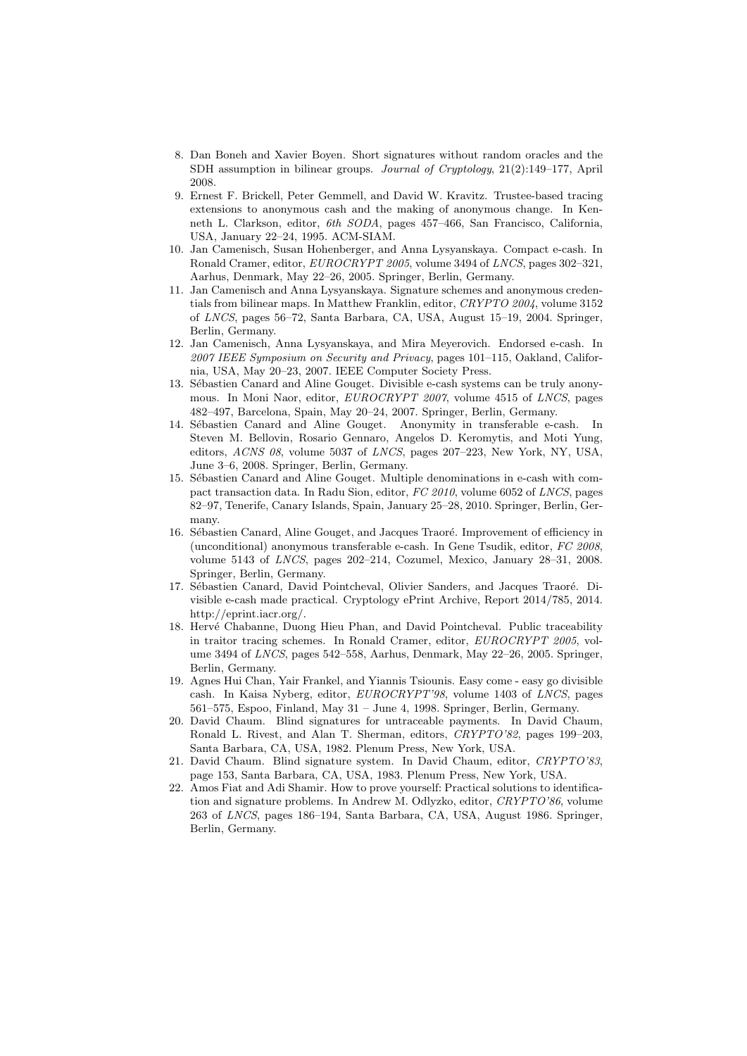8. Dan Boneh and Xavier Boyen. Short signatures without random oracles and the SDH assumption in bilinear groups. *Journal of Cryptology*, 21(2):149–177, April 2008.
9. Ernest F. Brickell, Peter Gemmell, and David W. Kravitz. Trustee-based tracing extensions to anonymous cash and the making of anonymous change. In Kenneth L. Clarkson, editor, *6th SODA*, pages 457–466, San Francisco, California, USA, January 22–24, 1995. ACM-SIAM.
10. Jan Camenisch, Susan Hohenberger, and Anna Lysyanskaya. Compact e-cash. In Ronald Cramer, editor, *EUROCRYPT 2005*, volume 3494 of *LNCS*, pages 302–321, Aarhus, Denmark, May 22–26, 2005. Springer, Berlin, Germany.
11. Jan Camenisch and Anna Lysyanskaya. Signature schemes and anonymous credentials from bilinear maps. In Matthew Franklin, editor, *CRYPTO 2004*, volume 3152 of *LNCS*, pages 56–72, Santa Barbara, CA, USA, August 15–19, 2004. Springer, Berlin, Germany.
12. Jan Camenisch, Anna Lysyanskaya, and Mira Meyerovich. Endorsed e-cash. In *2007 IEEE Symposium on Security and Privacy*, pages 101–115, Oakland, California, USA, May 20–23, 2007. IEEE Computer Society Press.
13. Sébastien Canard and Aline Gouget. Divisible e-cash systems can be truly anonymous. In Moni Naor, editor, *EUROCRYPT 2007*, volume 4515 of *LNCS*, pages 482–497, Barcelona, Spain, May 20–24, 2007. Springer, Berlin, Germany.
14. Sébastien Canard and Aline Gouget. Anonymity in transferable e-cash. In Steven M. Bellovin, Rosario Gennaro, Angelos D. Keromytis, and Moti Yung, editors, *ACNS 08*, volume 5037 of *LNCS*, pages 207–223, New York, NY, USA, June 3–6, 2008. Springer, Berlin, Germany.
15. Sébastien Canard and Aline Gouget. Multiple denominations in e-cash with compact transaction data. In Radu Sion, editor, *FC 2010*, volume 6052 of *LNCS*, pages 82–97, Tenerife, Canary Islands, Spain, January 25–28, 2010. Springer, Berlin, Germany.
16. Sébastien Canard, Aline Gouget, and Jacques Traoré. Improvement of efficiency in (unconditional) anonymous transferable e-cash. In Gene Tsudik, editor, *FC 2008*, volume 5143 of *LNCS*, pages 202–214, Cozumel, Mexico, January 28–31, 2008. Springer, Berlin, Germany.
17. Sébastien Canard, David Pointcheval, Olivier Sanders, and Jacques Traoré. Divisible e-cash made practical. Cryptology ePrint Archive, Report 2014/785, 2014. http://eprint.iacr.org/.
18. Hervé Chabanne, Duong Hieu Phan, and David Pointcheval. Public traceability in traitor tracing schemes. In Ronald Cramer, editor, *EUROCRYPT 2005*, volume 3494 of *LNCS*, pages 542–558, Aarhus, Denmark, May 22–26, 2005. Springer, Berlin, Germany.
19. Agnes Hui Chan, Yair Frankel, and Yiannis Tsiounis. Easy come - easy go divisible cash. In Kaisa Nyberg, editor, *EUROCRYPT'98*, volume 1403 of *LNCS*, pages 561–575, Espoo, Finland, May 31 – June 4, 1998. Springer, Berlin, Germany.
20. David Chaum. Blind signatures for untraceable payments. In David Chaum, Ronald L. Rivest, and Alan T. Sherman, editors, *CRYPTO'82*, pages 199–203, Santa Barbara, CA, USA, 1982. Plenum Press, New York, USA.
21. David Chaum. Blind signature system. In David Chaum, editor, *CRYPTO'83*, page 153, Santa Barbara, CA, USA, 1983. Plenum Press, New York, USA.
22. Amos Fiat and Adi Shamir. How to prove yourself: Practical solutions to identification and signature problems. In Andrew M. Odlyzko, editor, *CRYPTO'86*, volume 263 of *LNCS*, pages 186–194, Santa Barbara, CA, USA, August 1986. Springer, Berlin, Germany.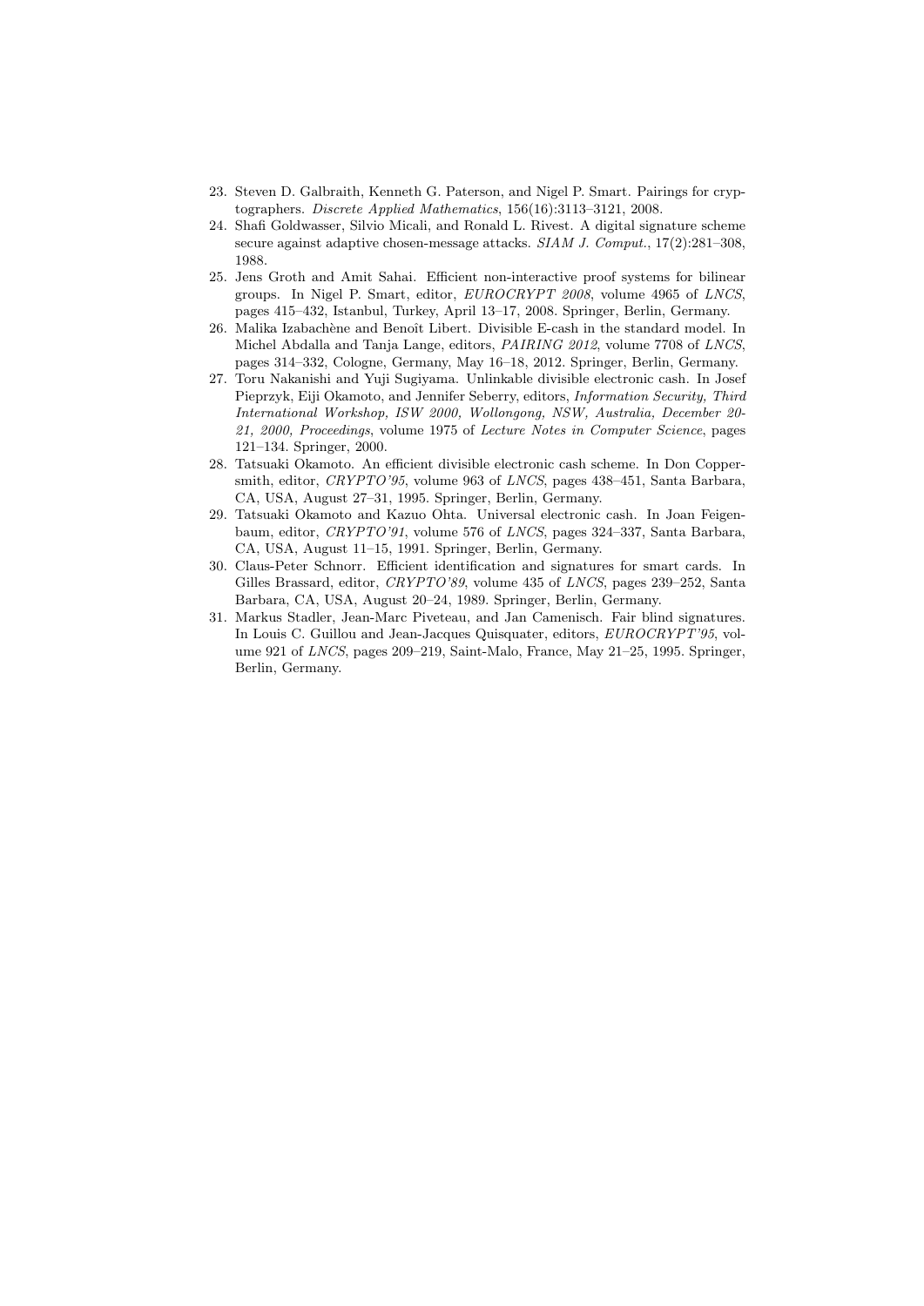23. Steven D. Galbraith, Kenneth G. Paterson, and Nigel P. Smart. Pairings for cryptographers. *Discrete Applied Mathematics*, 156(16):3113–3121, 2008.
24. Shafi Goldwasser, Silvio Micali, and Ronald L. Rivest. A digital signature scheme secure against adaptive chosen-message attacks. *SIAM J. Comput.*, 17(2):281–308, 1988.
25. Jens Groth and Amit Sahai. Efficient non-interactive proof systems for bilinear groups. In Nigel P. Smart, editor, *EUROCRYPT 2008*, volume 4965 of *LNCS*, pages 415–432, Istanbul, Turkey, April 13–17, 2008. Springer, Berlin, Germany.
26. Malika Izabachène and Benoît Libert. Divisible E-cash in the standard model. In Michel Abdalla and Tanja Lange, editors, *PAIRING 2012*, volume 7708 of *LNCS*, pages 314–332, Cologne, Germany, May 16–18, 2012. Springer, Berlin, Germany.
27. Toru Nakanishi and Yuji Sugiyama. Unlinkable divisible electronic cash. In Josef Pieprzyk, Eiji Okamoto, and Jennifer Seberry, editors, *Information Security, Third International Workshop, ISW 2000, Wollongong, NSW, Australia, December 20-21, 2000, Proceedings*, volume 1975 of *Lecture Notes in Computer Science*, pages 121–134. Springer, 2000.
28. Tatsuaki Okamoto. An efficient divisible electronic cash scheme. In Don Coppersmith, editor, *CRYPTO'95*, volume 963 of *LNCS*, pages 438–451, Santa Barbara, CA, USA, August 27–31, 1995. Springer, Berlin, Germany.
29. Tatsuaki Okamoto and Kazuo Ohta. Universal electronic cash. In Joan Feigenbaum, editor, *CRYPTO'91*, volume 576 of *LNCS*, pages 324–337, Santa Barbara, CA, USA, August 11–15, 1991. Springer, Berlin, Germany.
30. Claus-Peter Schnorr. Efficient identification and signatures for smart cards. In Gilles Brassard, editor, *CRYPTO'89*, volume 435 of *LNCS*, pages 239–252, Santa Barbara, CA, USA, August 20–24, 1989. Springer, Berlin, Germany.
31. Markus Stadler, Jean-Marc Piveteau, and Jan Camenisch. Fair blind signatures. In Louis C. Guillou and Jean-Jacques Quisquater, editors, *EUROCRYPT'95*, volume 921 of *LNCS*, pages 209–219, Saint-Malo, France, May 21–25, 1995. Springer, Berlin, Germany.